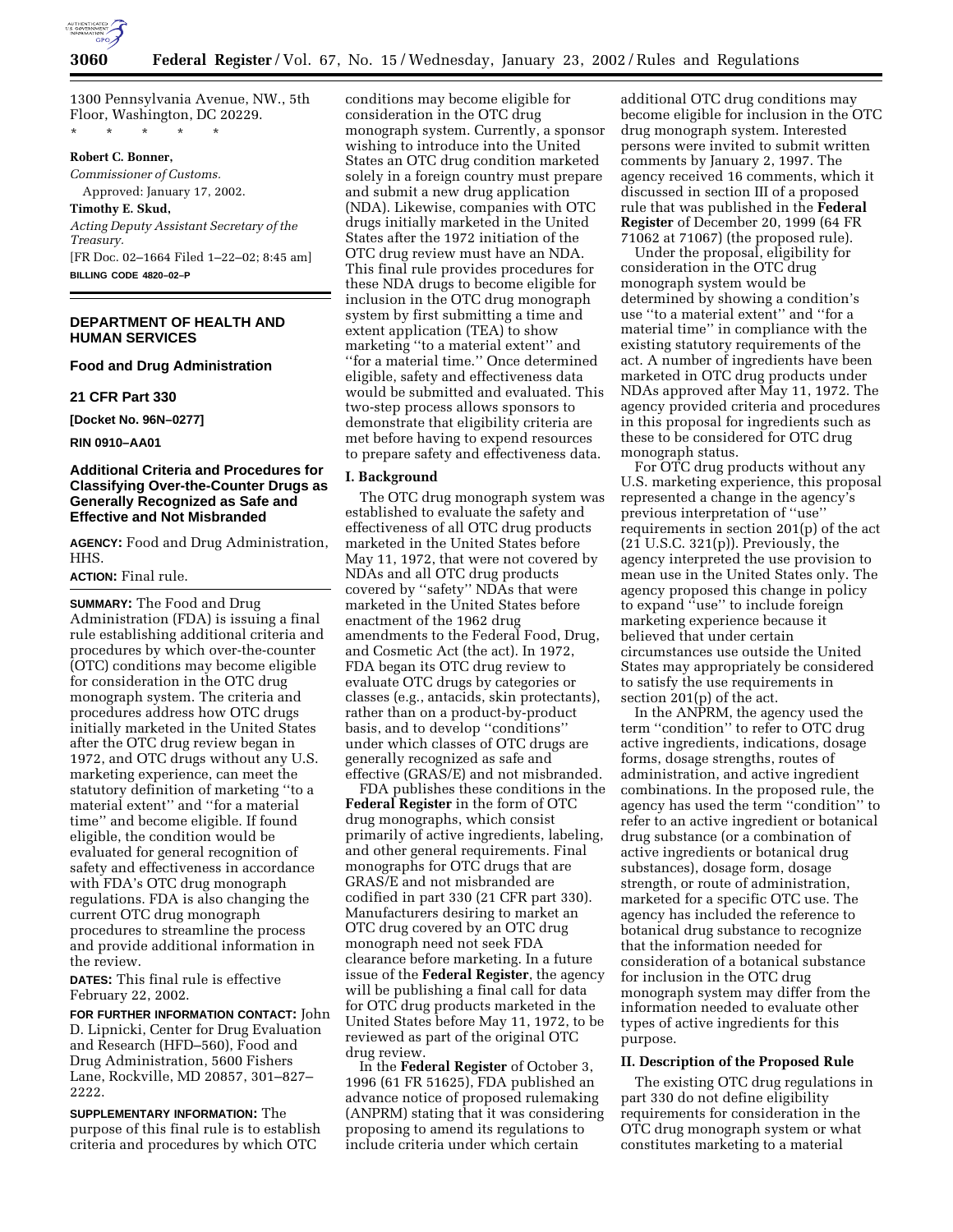1300 Pennsylvania Avenue, NW., 5th Floor, Washington, DC 20229.

* * * * *

**Robert C. Bonner,**

*Commissioner of Customs.*

Approved: January 17, 2002.

**Timothy E. Skud,**

*Acting Deputy Assistant Secretary of the Treasury.*

[FR Doc. 02–1664 Filed 1–22–02; 8:45 am]

**BILLING CODE 4820–02–P**

---

## DEPARTMENT OF HEALTH AND HUMAN SERVICES

### Food and Drug Administration

### 21 CFR Part 330

**[Docket No. 96N–0277]**

**RIN 0910–AA01**

### Additional Criteria and Procedures for Classifying Over-the-Counter Drugs as Generally Recognized as Safe and Effective and Not Misbranded

**AGENCY:** Food and Drug Administration, HHS.

**ACTION:** Final rule.

**SUMMARY:** The Food and Drug Administration (FDA) is issuing a final rule establishing additional criteria and procedures by which over-the-counter (OTC) conditions may become eligible for consideration in the OTC drug monograph system. The criteria and procedures address how OTC drugs initially marketed in the United States after the OTC drug review began in 1972, and OTC drugs without any U.S. marketing experience, can meet the statutory definition of marketing ''to a material extent'' and ''for a material time'' and become eligible. If found eligible, the condition would be evaluated for general recognition of safety and effectiveness in accordance with FDA's OTC drug monograph regulations. FDA is also changing the current OTC drug monograph procedures to streamline the process and provide additional information in the review.

**DATES:** This final rule is effective February 22, 2002.

**FOR FURTHER INFORMATION CONTACT:** John D. Lipnicki, Center for Drug Evaluation and Research (HFD–560), Food and Drug Administration, 5600 Fishers Lane, Rockville, MD 20857, 301–827–2222.

**SUPPLEMENTARY INFORMATION:** The purpose of this final rule is to establish criteria and procedures by which OTC conditions may become eligible for consideration in the OTC drug monograph system. Currently, a sponsor wishing to introduce into the United States an OTC drug condition marketed solely in a foreign country must prepare and submit a new drug application (NDA). Likewise, companies with OTC drugs initially marketed in the United States after the 1972 initiation of the OTC drug review must have an NDA. This final rule provides procedures for these NDA drugs to become eligible for inclusion in the OTC drug monograph system by first submitting a time and extent application (TEA) to show marketing ''to a material extent'' and ''for a material time.'' Once determined eligible, safety and effectiveness data would be submitted and evaluated. This two-step process allows sponsors to demonstrate that eligibility criteria are met before having to expend resources to prepare safety and effectiveness data.

## I. Background

The OTC drug monograph system was established to evaluate the safety and effectiveness of all OTC drug products marketed in the United States before May 11, 1972, that were not covered by NDAs and all OTC drug products covered by ''safety'' NDAs that were marketed in the United States before enactment of the 1962 drug amendments to the Federal Food, Drug, and Cosmetic Act (the act). In 1972, FDA began its OTC drug review to evaluate OTC drugs by categories or classes (e.g., antacids, skin protectants), rather than on a product-by-product basis, and to develop ''conditions'' under which classes of OTC drugs are generally recognized as safe and effective (GRAS/E) and not misbranded.

FDA publishes these conditions in the **Federal Register** in the form of OTC drug monographs, which consist primarily of active ingredients, labeling, and other general requirements. Final monographs for OTC drugs that are GRAS/E and not misbranded are codified in part 330 (21 CFR part 330). Manufacturers desiring to market an OTC drug covered by an OTC drug monograph need not seek FDA clearance before marketing. In a future issue of the **Federal Register**, the agency will be publishing a final call for data for OTC drug products marketed in the United States before May 11, 1972, to be reviewed as part of the original OTC drug review.

In the **Federal Register** of October 3, 1996 (61 FR 51625), FDA published an advance notice of proposed rulemaking (ANPRM) stating that it was considering proposing to amend its regulations to include criteria under which certain additional OTC drug conditions may become eligible for inclusion in the OTC drug monograph system. Interested persons were invited to submit written comments by January 2, 1997. The agency received 16 comments, which it discussed in section III of a proposed rule that was published in the **Federal Register** of December 20, 1999 (64 FR 71062 at 71067) (the proposed rule).

Under the proposal, eligibility for consideration in the OTC drug monograph system would be determined by showing a condition's use ''to a material extent'' and ''for a material time'' in compliance with the existing statutory requirements of the act. A number of ingredients have been marketed in OTC drug products under NDAs approved after May 11, 1972. The agency provided criteria and procedures in this proposal for ingredients such as these to be considered for OTC drug monograph status.

For OTC drug products without any U.S. marketing experience, this proposal represented a change in the agency's previous interpretation of ''use'' requirements in section 201(p) of the act (21 U.S.C. 321(p)). Previously, the agency interpreted the use provision to mean use in the United States only. The agency proposed this change in policy to expand ''use'' to include foreign marketing experience because it believed that under certain circumstances use outside the United States may appropriately be considered to satisfy the use requirements in section 201(p) of the act.

In the ANPRM, the agency used the term ''condition'' to refer to OTC drug active ingredients, indications, dosage forms, dosage strengths, routes of administration, and active ingredient combinations. In the proposed rule, the agency has used the term ''condition'' to refer to an active ingredient or botanical drug substance (or a combination of active ingredients or botanical drug substances), dosage form, dosage strength, or route of administration, marketed for a specific OTC use. The agency has included the reference to botanical drug substance to recognize that the information needed for consideration of a botanical substance for inclusion in the OTC drug monograph system may differ from the information needed to evaluate other types of active ingredients for this purpose.

## II. Description of the Proposed Rule

The existing OTC drug regulations in part 330 do not define eligibility requirements for consideration in the OTC drug monograph system or what constitutes marketing to a material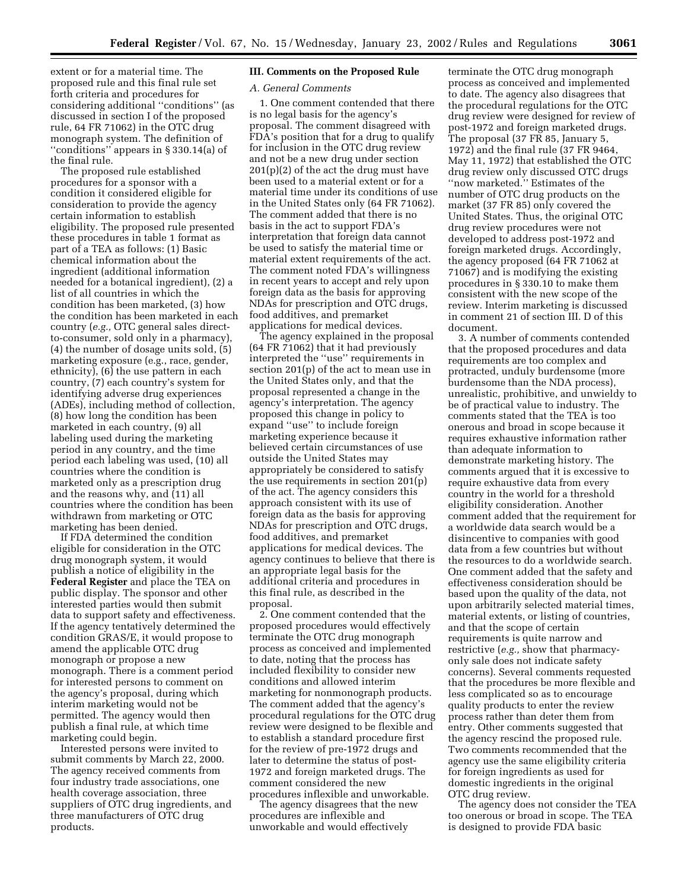extent or for a material time. The proposed rule and this final rule set forth criteria and procedures for considering additional ''conditions'' (as discussed in section I of the proposed rule, 64 FR 71062) in the OTC drug monograph system. The definition of ''conditions'' appears in § 330.14(a) of the final rule.

The proposed rule established procedures for a sponsor with a condition it considered eligible for consideration to provide the agency certain information to establish eligibility. The proposed rule presented these procedures in table 1 format as part of a TEA as follows: (1) Basic chemical information about the ingredient (additional information needed for a botanical ingredient), (2) a list of all countries in which the condition has been marketed, (3) how the condition has been marketed in each country (*e.g.,* OTC general sales direct-to-consumer, sold only in a pharmacy), (4) the number of dosage units sold, (5) marketing exposure (e.g., race, gender, ethnicity), (6) the use pattern in each country, (7) each country's system for identifying adverse drug experiences (ADEs), including method of collection, (8) how long the condition has been marketed in each country, (9) all labeling used during the marketing period in any country, and the time period each labeling was used, (10) all countries where the condition is marketed only as a prescription drug and the reasons why, and (11) all countries where the condition has been withdrawn from marketing or OTC marketing has been denied.

If FDA determined the condition eligible for consideration in the OTC drug monograph system, it would publish a notice of eligibility in the **Federal Register** and place the TEA on public display. The sponsor and other interested parties would then submit data to support safety and effectiveness. If the agency tentatively determined the condition GRAS/E, it would propose to amend the applicable OTC drug monograph or propose a new monograph. There is a comment period for interested persons to comment on the agency's proposal, during which interim marketing would not be permitted. The agency would then publish a final rule, at which time marketing could begin.

Interested persons were invited to submit comments by March 22, 2000. The agency received comments from four industry trade associations, one health coverage association, three suppliers of OTC drug ingredients, and three manufacturers of OTC drug products.

## III. Comments on the Proposed Rule

### *A. General Comments*

1. One comment contended that there is no legal basis for the agency's proposal. The comment disagreed with FDA's position that for a drug to qualify for inclusion in the OTC drug review and not be a new drug under section 201(p)(2) of the act the drug must have been used to a material extent or for a material time under its conditions of use in the United States only (64 FR 71062). The comment added that there is no basis in the act to support FDA's interpretation that foreign data cannot be used to satisfy the material time or material extent requirements of the act. The comment noted FDA's willingness in recent years to accept and rely upon foreign data as the basis for approving NDAs for prescription and OTC drugs, food additives, and premarket applications for medical devices.

The agency explained in the proposal (64 FR 71062) that it had previously interpreted the ''use'' requirements in section 201(p) of the act to mean use in the United States only, and that the proposal represented a change in the agency's interpretation. The agency proposed this change in policy to expand ''use'' to include foreign marketing experience because it believed certain circumstances of use outside the United States may appropriately be considered to satisfy the use requirements in section 201(p) of the act. The agency considers this approach consistent with its use of foreign data as the basis for approving NDAs for prescription and OTC drugs, food additives, and premarket applications for medical devices. The agency continues to believe that there is an appropriate legal basis for the additional criteria and procedures in this final rule, as described in the proposal.

2. One comment contended that the proposed procedures would effectively terminate the OTC drug monograph process as conceived and implemented to date, noting that the process has included flexibility to consider new conditions and allowed interim marketing for nonmonograph products. The comment added that the agency's procedural regulations for the OTC drug review were designed to be flexible and to establish a standard procedure first for the review of pre-1972 drugs and later to determine the status of post-1972 and foreign marketed drugs. The comment considered the new procedures inflexible and unworkable.

The agency disagrees that the new procedures are inflexible and unworkable and would effectively terminate the OTC drug monograph process as conceived and implemented to date. The agency also disagrees that the procedural regulations for the OTC drug review were designed for review of post-1972 and foreign marketed drugs. The proposal (37 FR 85, January 5, 1972) and the final rule (37 FR 9464, May 11, 1972) that established the OTC drug review only discussed OTC drugs ''now marketed.'' Estimates of the number of OTC drug products on the market (37 FR 85) only covered the United States. Thus, the original OTC drug review procedures were not developed to address post-1972 and foreign marketed drugs. Accordingly, the agency proposed (64 FR 71062 at 71067) and is modifying the existing procedures in § 330.10 to make them consistent with the new scope of the review. Interim marketing is discussed in comment 21 of section III. D of this document.

3. A number of comments contended that the proposed procedures and data requirements are too complex and protracted, unduly burdensome (more burdensome than the NDA process), unrealistic, prohibitive, and unwieldy to be of practical value to industry. The comments stated that the TEA is too onerous and broad in scope because it requires exhaustive information rather than adequate information to demonstrate marketing history. The comments argued that it is excessive to require exhaustive data from every country in the world for a threshold eligibility consideration. Another comment added that the requirement for a worldwide data search would be a disincentive to companies with good data from a few countries but without the resources to do a worldwide search. One comment added that the safety and effectiveness consideration should be based upon the quality of the data, not upon arbitrarily selected material times, material extents, or listing of countries, and that the scope of certain requirements is quite narrow and restrictive (*e.g.,* show that pharmacy-only sale does not indicate safety concerns). Several comments requested that the procedures be more flexible and less complicated so as to encourage quality products to enter the review process rather than deter them from entry. Other comments suggested that the agency rescind the proposed rule. Two comments recommended that the agency use the same eligibility criteria for foreign ingredients as used for domestic ingredients in the original OTC drug review.

The agency does not consider the TEA too onerous or broad in scope. The TEA is designed to provide FDA basic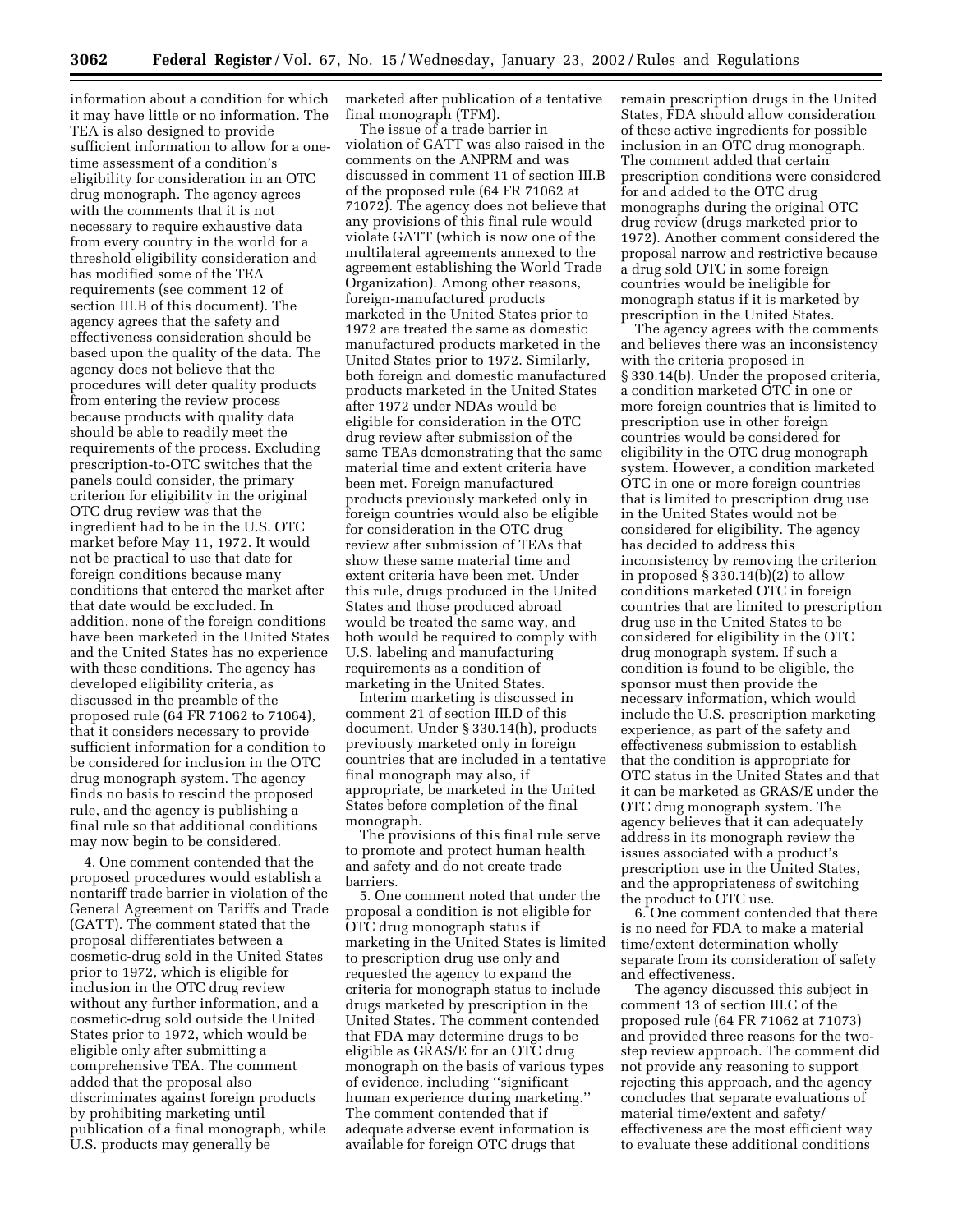information about a condition for which it may have little or no information. The TEA is also designed to provide sufficient information to allow for a one-time assessment of a condition's eligibility for consideration in an OTC drug monograph. The agency agrees with the comments that it is not necessary to require exhaustive data from every country in the world for a threshold eligibility consideration and has modified some of the TEA requirements (see comment 12 of section III.B of this document). The agency agrees that the safety and effectiveness consideration should be based upon the quality of the data. The agency does not believe that the procedures will deter quality products from entering the review process because products with quality data should be able to readily meet the requirements of the process. Excluding prescription-to-OTC switches that the panels could consider, the primary criterion for eligibility in the original OTC drug review was that the ingredient had to be in the U.S. OTC market before May 11, 1972. It would not be practical to use that date for foreign conditions because many conditions that entered the market after that date would be excluded. In addition, none of the foreign conditions have been marketed in the United States and the United States has no experience with these conditions. The agency has developed eligibility criteria, as discussed in the preamble of the proposed rule (64 FR 71062 to 71064), that it considers necessary to provide sufficient information for a condition to be considered for inclusion in the OTC drug monograph system. The agency finds no basis to rescind the proposed rule, and the agency is publishing a final rule so that additional conditions may now begin to be considered.

4. One comment contended that the proposed procedures would establish a nontariff trade barrier in violation of the General Agreement on Tariffs and Trade (GATT). The comment stated that the proposal differentiates between a cosmetic-drug sold in the United States prior to 1972, which is eligible for inclusion in the OTC drug review without any further information, and a cosmetic-drug sold outside the United States prior to 1972, which would be eligible only after submitting a comprehensive TEA. The comment added that the proposal also discriminates against foreign products by prohibiting marketing until publication of a final monograph, while U.S. products may generally be marketed after publication of a tentative final monograph (TFM).

The issue of a trade barrier in violation of GATT was also raised in the comments on the ANPRM and was discussed in comment 11 of section III.B of the proposed rule (64 FR 71062 at 71072). The agency does not believe that any provisions of this final rule would violate GATT (which is now one of the multilateral agreements annexed to the agreement establishing the World Trade Organization). Among other reasons, foreign-manufactured products marketed in the United States prior to 1972 are treated the same as domestic manufactured products marketed in the United States prior to 1972. Similarly, both foreign and domestic manufactured products marketed in the United States after 1972 under NDAs would be eligible for consideration in the OTC drug review after submission of the same TEAs demonstrating that the same material time and extent criteria have been met. Foreign manufactured products previously marketed only in foreign countries would also be eligible for consideration in the OTC drug review after submission of TEAs that show these same material time and extent criteria have been met. Under this rule, drugs produced in the United States and those produced abroad would be treated the same way, and both would be required to comply with U.S. labeling and manufacturing requirements as a condition of marketing in the United States.

Interim marketing is discussed in comment 21 of section III.D of this document. Under § 330.14(h), products previously marketed only in foreign countries that are included in a tentative final monograph may also, if appropriate, be marketed in the United States before completion of the final monograph.

The provisions of this final rule serve to promote and protect human health and safety and do not create trade barriers.

5. One comment noted that under the proposal a condition is not eligible for OTC drug monograph status if marketing in the United States is limited to prescription drug use only and requested the agency to expand the criteria for monograph status to include drugs marketed by prescription in the United States. The comment contended that FDA may determine drugs to be eligible as GRAS/E for an OTC drug monograph on the basis of various types of evidence, including ''significant human experience during marketing.'' The comment contended that if adequate adverse event information is available for foreign OTC drugs that remain prescription drugs in the United States, FDA should allow consideration of these active ingredients for possible inclusion in an OTC drug monograph. The comment added that certain prescription conditions were considered for and added to the OTC drug monographs during the original OTC drug review (drugs marketed prior to 1972). Another comment considered the proposal narrow and restrictive because a drug sold OTC in some foreign countries would be ineligible for monograph status if it is marketed by prescription in the United States.

The agency agrees with the comments and believes there was an inconsistency with the criteria proposed in § 330.14(b). Under the proposed criteria, a condition marketed OTC in one or more foreign countries that is limited to prescription use in other foreign countries would be considered for eligibility in the OTC drug monograph system. However, a condition marketed OTC in one or more foreign countries that is limited to prescription drug use in the United States would not be considered for eligibility. The agency has decided to address this inconsistency by removing the criterion in proposed § 330.14(b)(2) to allow conditions marketed OTC in foreign countries that are limited to prescription drug use in the United States to be considered for eligibility in the OTC drug monograph system. If such a condition is found to be eligible, the sponsor must then provide the necessary information, which would include the U.S. prescription marketing experience, as part of the safety and effectiveness submission to establish that the condition is appropriate for OTC status in the United States and that it can be marketed as GRAS/E under the OTC drug monograph system. The agency believes that it can adequately address in its monograph review the issues associated with a product's prescription use in the United States, and the appropriateness of switching the product to OTC use.

6. One comment contended that there is no need for FDA to make a material time/extent determination wholly separate from its consideration of safety and effectiveness.

The agency discussed this subject in comment 13 of section III.C of the proposed rule (64 FR 71062 at 71073) and provided three reasons for the two-step review approach. The comment did not provide any reasoning to support rejecting this approach, and the agency concludes that separate evaluations of material time/extent and safety/effectiveness are the most efficient way to evaluate these additional conditions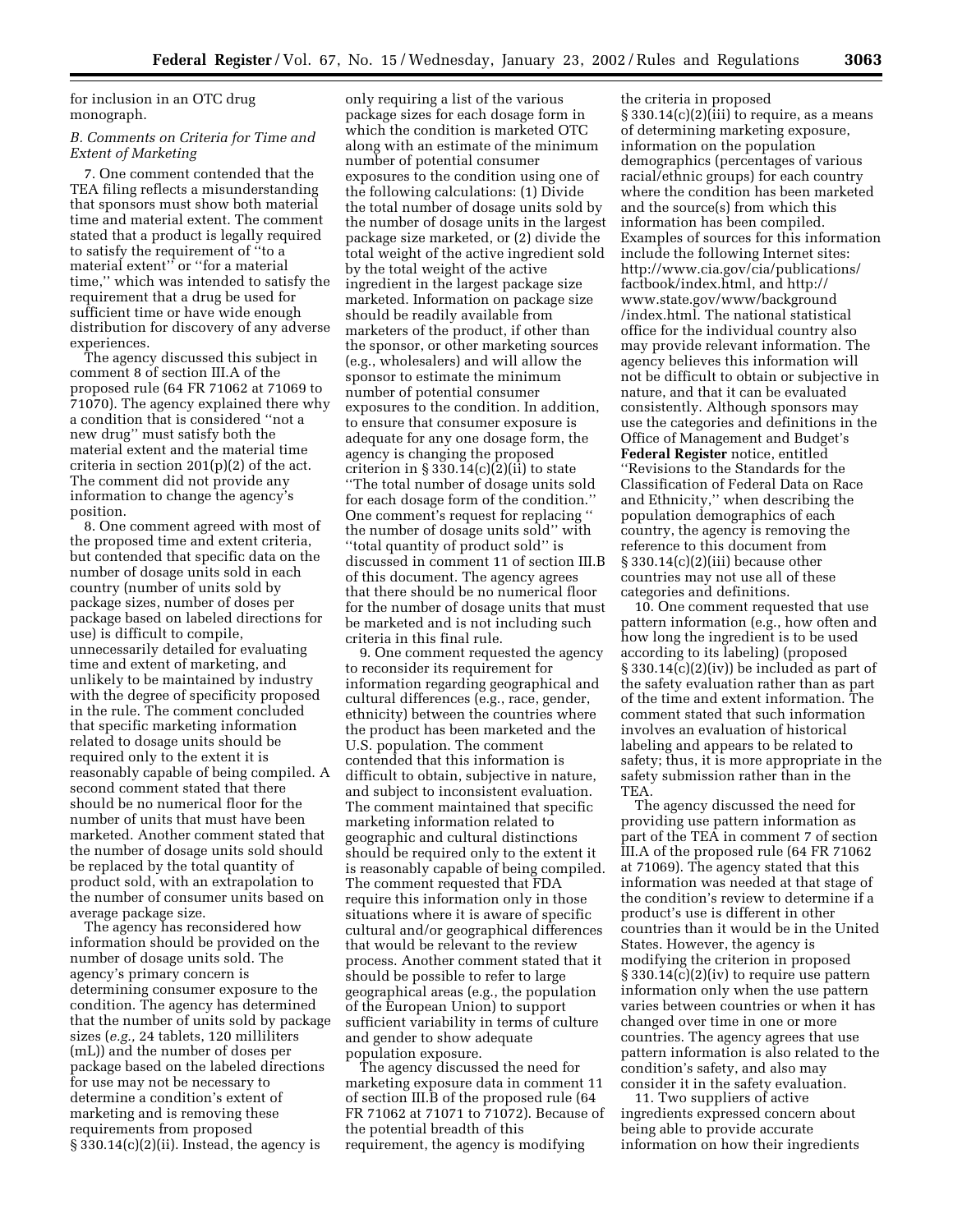for inclusion in an OTC drug monograph.

### *B. Comments on Criteria for Time and Extent of Marketing*

7. One comment contended that the TEA filing reflects a misunderstanding that sponsors must show both material time and material extent. The comment stated that a product is legally required to satisfy the requirement of ''to a material extent'' or ''for a material time,'' which was intended to satisfy the requirement that a drug be used for sufficient time or have wide enough distribution for discovery of any adverse experiences.

The agency discussed this subject in comment 8 of section III.A of the proposed rule (64 FR 71062 at 71069 to 71070). The agency explained there why a condition that is considered ''not a new drug'' must satisfy both the material extent and the material time criteria in section 201(p)(2) of the act. The comment did not provide any information to change the agency's position.

8. One comment agreed with most of the proposed time and extent criteria, but contended that specific data on the number of dosage units sold in each country (number of units sold by package sizes, number of doses per package based on labeled directions for use) is difficult to compile, unnecessarily detailed for evaluating time and extent of marketing, and unlikely to be maintained by industry with the degree of specificity proposed in the rule. The comment concluded that specific marketing information related to dosage units should be required only to the extent it is reasonably capable of being compiled. A second comment stated that there should be no numerical floor for the number of units that must have been marketed. Another comment stated that the number of dosage units sold should be replaced by the total quantity of product sold, with an extrapolation to the number of consumer units based on average package size.

The agency has reconsidered how information should be provided on the number of dosage units sold. The agency's primary concern is determining consumer exposure to the condition. The agency has determined that the number of units sold by package sizes (*e.g.,* 24 tablets, 120 milliliters (mL)) and the number of doses per package based on the labeled directions for use may not be necessary to determine a condition's extent of marketing and is removing these requirements from proposed § 330.14(c)(2)(ii). Instead, the agency is only requiring a list of the various package sizes for each dosage form in which the condition is marketed OTC along with an estimate of the minimum number of potential consumer exposures to the condition using one of the following calculations: (1) Divide the total number of dosage units sold by the number of dosage units in the largest package size marketed, or (2) divide the total weight of the active ingredient sold by the total weight of the active ingredient in the largest package size marketed. Information on package size should be readily available from marketers of the product, if other than the sponsor, or other marketing sources (e.g., wholesalers) and will allow the sponsor to estimate the minimum number of potential consumer exposures to the condition. In addition, to ensure that consumer exposure is adequate for any one dosage form, the agency is changing the proposed criterion in § 330.14(c)(2)(ii) to state ''The total number of dosage units sold for each dosage form of the condition.'' One comment's request for replacing '' the number of dosage units sold'' with ''total quantity of product sold'' is discussed in comment 11 of section III.B of this document. The agency agrees that there should be no numerical floor for the number of dosage units that must be marketed and is not including such criteria in this final rule.

9. One comment requested the agency to reconsider its requirement for information regarding geographical and cultural differences (e.g., race, gender, ethnicity) between the countries where the product has been marketed and the U.S. population. The comment contended that this information is difficult to obtain, subjective in nature, and subject to inconsistent evaluation. The comment maintained that specific marketing information related to geographic and cultural distinctions should be required only to the extent it is reasonably capable of being compiled. The comment requested that FDA require this information only in those situations where it is aware of specific cultural and/or geographical differences that would be relevant to the review process. Another comment stated that it should be possible to refer to large geographical areas (e.g., the population of the European Union) to support sufficient variability in terms of culture and gender to show adequate population exposure.

The agency discussed the need for marketing exposure data in comment 11 of section III.B of the proposed rule (64 FR 71062 at 71071 to 71072). Because of the potential breadth of this requirement, the agency is modifying the criteria in proposed § 330.14(c)(2)(iii) to require, as a means of determining marketing exposure, information on the population demographics (percentages of various racial/ethnic groups) for each country where the condition has been marketed and the source(s) from which this information has been compiled. Examples of sources for this information include the following Internet sites: http://www.cia.gov/cia/publications/factbook/index.html, and http://www.state.gov/www/background/index.html. The national statistical office for the individual country also may provide relevant information. The agency believes this information will not be difficult to obtain or subjective in nature, and that it can be evaluated consistently. Although sponsors may use the categories and definitions in the Office of Management and Budget's **Federal Register** notice, entitled ''Revisions to the Standards for the Classification of Federal Data on Race and Ethnicity,'' when describing the population demographics of each country, the agency is removing the reference to this document from § 330.14(c)(2)(iii) because other countries may not use all of these categories and definitions.

10. One comment requested that use pattern information (e.g., how often and how long the ingredient is to be used according to its labeling) (proposed § 330.14(c)(2)(iv)) be included as part of the safety evaluation rather than as part of the time and extent information. The comment stated that such information involves an evaluation of historical labeling and appears to be related to safety; thus, it is more appropriate in the safety submission rather than in the TEA.

The agency discussed the need for providing use pattern information as part of the TEA in comment 7 of section III.A of the proposed rule (64 FR 71062 at 71069). The agency stated that this information was needed at that stage of the condition's review to determine if a product's use is different in other countries than it would be in the United States. However, the agency is modifying the criterion in proposed § 330.14(c)(2)(iv) to require use pattern information only when the use pattern varies between countries or when it has changed over time in one or more countries. The agency agrees that use pattern information is also related to the condition's safety, and also may consider it in the safety evaluation.

11. Two suppliers of active ingredients expressed concern about being able to provide accurate information on how their ingredients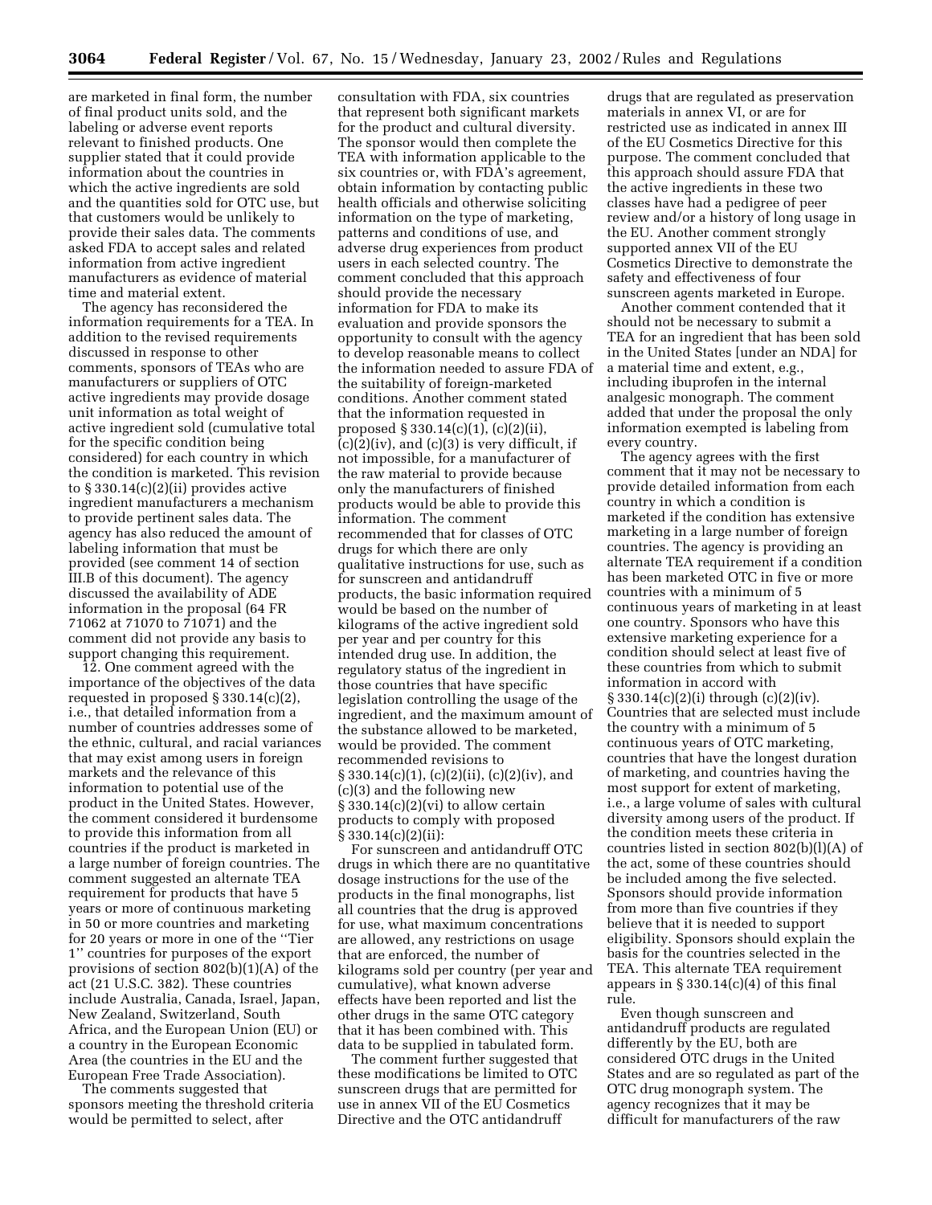are marketed in final form, the number of final product units sold, and the labeling or adverse event reports relevant to finished products. One supplier stated that it could provide information about the countries in which the active ingredients are sold and the quantities sold for OTC use, but that customers would be unlikely to provide their sales data. The comments asked FDA to accept sales and related information from active ingredient manufacturers as evidence of material time and material extent.

The agency has reconsidered the information requirements for a TEA. In addition to the revised requirements discussed in response to other comments, sponsors of TEAs who are manufacturers or suppliers of OTC active ingredients may provide dosage unit information as total weight of active ingredient sold (cumulative total for the specific condition being considered) for each country in which the condition is marketed. This revision to § 330.14(c)(2)(ii) provides active ingredient manufacturers a mechanism to provide pertinent sales data. The agency has also reduced the amount of labeling information that must be provided (see comment 14 of section III.B of this document). The agency discussed the availability of ADE information in the proposal (64 FR 71062 at 71070 to 71071) and the comment did not provide any basis to support changing this requirement.

12. One comment agreed with the importance of the objectives of the data requested in proposed § 330.14(c)(2), i.e., that detailed information from a number of countries addresses some of the ethnic, cultural, and racial variances that may exist among users in foreign markets and the relevance of this information to potential use of the product in the United States. However, the comment considered it burdensome to provide this information from all countries if the product is marketed in a large number of foreign countries. The comment suggested an alternate TEA requirement for products that have 5 years or more of continuous marketing in 50 or more countries and marketing for 20 years or more in one of the ''Tier 1'' countries for purposes of the export provisions of section 802(b)(1)(A) of the act (21 U.S.C. 382). These countries include Australia, Canada, Israel, Japan, New Zealand, Switzerland, South Africa, and the European Union (EU) or a country in the European Economic Area (the countries in the EU and the European Free Trade Association).

The comments suggested that sponsors meeting the threshold criteria would be permitted to select, after consultation with FDA, six countries that represent both significant markets for the product and cultural diversity. The sponsor would then complete the TEA with information applicable to the six countries or, with FDA's agreement, obtain information by contacting public health officials and otherwise soliciting information on the type of marketing, patterns and conditions of use, and adverse drug experiences from product users in each selected country. The comment concluded that this approach should provide the necessary information for FDA to make its evaluation and provide sponsors the opportunity to consult with the agency to develop reasonable means to collect the information needed to assure FDA of the suitability of foreign-marketed conditions. Another comment stated that the information requested in proposed § 330.14(c)(1), (c)(2)(ii), (c)(2)(iv), and (c)(3) is very difficult, if not impossible, for a manufacturer of the raw material to provide because only the manufacturers of finished products would be able to provide this information. The comment recommended that for classes of OTC drugs for which there are only qualitative instructions for use, such as for sunscreen and antidandruff products, the basic information required would be based on the number of kilograms of the active ingredient sold per year and per country for this intended drug use. In addition, the regulatory status of the ingredient in those countries that have specific legislation controlling the usage of the ingredient, and the maximum amount of the substance allowed to be marketed, would be provided. The comment recommended revisions to § 330.14(c)(1), (c)(2)(ii), (c)(2)(iv), and (c)(3) and the following new § 330.14(c)(2)(vi) to allow certain products to comply with proposed § 330.14(c)(2)(ii):

For sunscreen and antidandruff OTC drugs in which there are no quantitative dosage instructions for the use of the products in the final monographs, list all countries that the drug is approved for use, what maximum concentrations are allowed, any restrictions on usage that are enforced, the number of kilograms sold per country (per year and cumulative), what known adverse effects have been reported and list the other drugs in the same OTC category that it has been combined with. This data to be supplied in tabulated form.

The comment further suggested that these modifications be limited to OTC sunscreen drugs that are permitted for use in annex VII of the EU Cosmetics Directive and the OTC antidandruff drugs that are regulated as preservation materials in annex VI, or are for restricted use as indicated in annex III of the EU Cosmetics Directive for this purpose. The comment concluded that this approach should assure FDA that the active ingredients in these two classes have had a pedigree of peer review and/or a history of long usage in the EU. Another comment strongly supported annex VII of the EU Cosmetics Directive to demonstrate the safety and effectiveness of four sunscreen agents marketed in Europe.

Another comment contended that it should not be necessary to submit a TEA for an ingredient that has been sold in the United States [under an NDA] for a material time and extent, e.g., including ibuprofen in the internal analgesic monograph. The comment added that under the proposal the only information exempted is labeling from every country.

The agency agrees with the first comment that it may not be necessary to provide detailed information from each country in which a condition is marketed if the condition has extensive marketing in a large number of foreign countries. The agency is providing an alternate TEA requirement if a condition has been marketed OTC in five or more countries with a minimum of 5 continuous years of marketing in at least one country. Sponsors who have this extensive marketing experience for a condition should select at least five of these countries from which to submit information in accord with § 330.14(c)(2)(i) through (c)(2)(iv). Countries that are selected must include the country with a minimum of 5 continuous years of OTC marketing, countries that have the longest duration of marketing, and countries having the most support for extent of marketing, i.e., a large volume of sales with cultural diversity among users of the product. If the condition meets these criteria in countries listed in section 802(b)(l)(A) of the act, some of these countries should be included among the five selected. Sponsors should provide information from more than five countries if they believe that it is needed to support eligibility. Sponsors should explain the basis for the countries selected in the TEA. This alternate TEA requirement appears in § 330.14(c)(4) of this final rule.

Even though sunscreen and antidandruff products are regulated differently by the EU, both are considered OTC drugs in the United States and are so regulated as part of the OTC drug monograph system. The agency recognizes that it may be difficult for manufacturers of the raw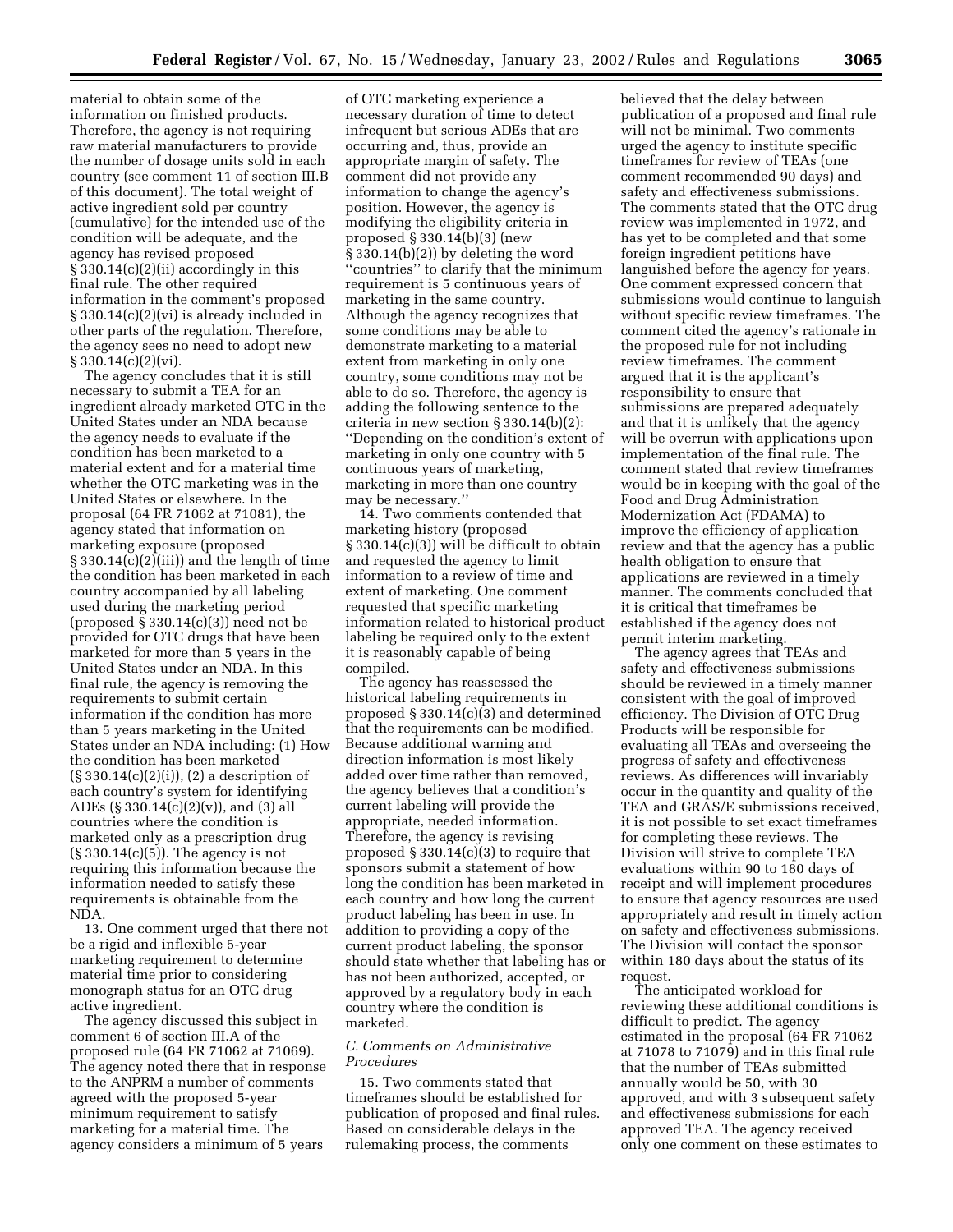material to obtain some of the information on finished products. Therefore, the agency is not requiring raw material manufacturers to provide the number of dosage units sold in each country (see comment 11 of section III.B of this document). The total weight of active ingredient sold per country (cumulative) for the intended use of the condition will be adequate, and the agency has revised proposed § 330.14(c)(2)(ii) accordingly in this final rule. The other required information in the comment's proposed § 330.14(c)(2)(vi) is already included in other parts of the regulation. Therefore, the agency sees no need to adopt new § 330.14(c)(2)(vi).

The agency concludes that it is still necessary to submit a TEA for an ingredient already marketed OTC in the United States under an NDA because the agency needs to evaluate if the condition has been marketed to a material extent and for a material time whether the OTC marketing was in the United States or elsewhere. In the proposal (64 FR 71062 at 71081), the agency stated that information on marketing exposure (proposed § 330.14(c)(2)(iii)) and the length of time the condition has been marketed in each country accompanied by all labeling used during the marketing period (proposed § 330.14(c)(3)) need not be provided for OTC drugs that have been marketed for more than 5 years in the United States under an NDA. In this final rule, the agency is removing the requirements to submit certain information if the condition has more than 5 years marketing in the United States under an NDA including: (1) How the condition has been marketed (§ 330.14(c)(2)(i)), (2) a description of each country's system for identifying ADEs (§ 330.14(c)(2)(v)), and (3) all countries where the condition is marketed only as a prescription drug (§ 330.14(c)(5)). The agency is not requiring this information because the information needed to satisfy these requirements is obtainable from the NDA.

13. One comment urged that there not be a rigid and inflexible 5-year marketing requirement to determine material time prior to considering monograph status for an OTC drug active ingredient.

The agency discussed this subject in comment 6 of section III.A of the proposed rule (64 FR 71062 at 71069). The agency noted there that in response to the ANPRM a number of comments agreed with the proposed 5-year minimum requirement to satisfy marketing for a material time. The agency considers a minimum of 5 years of OTC marketing experience a necessary duration of time to detect infrequent but serious ADEs that are occurring and, thus, provide an appropriate margin of safety. The comment did not provide any information to change the agency's position. However, the agency is modifying the eligibility criteria in proposed § 330.14(b)(3) (new § 330.14(b)(2)) by deleting the word "countries" to clarify that the minimum requirement is 5 continuous years of marketing in the same country. Although the agency recognizes that some conditions may be able to demonstrate marketing to a material extent from marketing in only one country, some conditions may not be able to do so. Therefore, the agency is adding the following sentence to the criteria in new section § 330.14(b)(2): "Depending on the condition's extent of marketing in only one country with 5 continuous years of marketing, marketing in more than one country may be necessary."

14. Two comments contended that marketing history (proposed § 330.14(c)(3)) will be difficult to obtain and requested the agency to limit information to a review of time and extent of marketing. One comment requested that specific marketing information related to historical product labeling be required only to the extent it is reasonably capable of being compiled.

The agency has reassessed the historical labeling requirements in proposed § 330.14(c)(3) and determined that the requirements can be modified. Because additional warning and direction information is most likely added over time rather than removed, the agency believes that a condition's current labeling will provide the appropriate, needed information. Therefore, the agency is revising proposed § 330.14(c)(3) to require that sponsors submit a statement of how long the condition has been marketed in each country and how long the current product labeling has been in use. In addition to providing a copy of the current product labeling, the sponsor should state whether that labeling has or has not been authorized, accepted, or approved by a regulatory body in each country where the condition is marketed.

### *C. Comments on Administrative Procedures*

15. Two comments stated that timeframes should be established for publication of proposed and final rules. Based on considerable delays in the rulemaking process, the comments believed that the delay between publication of a proposed and final rule will not be minimal. Two comments urged the agency to institute specific timeframes for review of TEAs (one comment recommended 90 days) and safety and effectiveness submissions. The comments stated that the OTC drug review was implemented in 1972, and has yet to be completed and that some foreign ingredient petitions have languished before the agency for years. One comment expressed concern that submissions would continue to languish without specific review timeframes. The comment cited the agency's rationale in the proposed rule for not including review timeframes. The comment argued that it is the applicant's responsibility to ensure that submissions are prepared adequately and that it is unlikely that the agency will be overrun with applications upon implementation of the final rule. The comment stated that review timeframes would be in keeping with the goal of the Food and Drug Administration Modernization Act (FDAMA) to improve the efficiency of application review and that the agency has a public health obligation to ensure that applications are reviewed in a timely manner. The comments concluded that it is critical that timeframes be established if the agency does not permit interim marketing.

The agency agrees that TEAs and safety and effectiveness submissions should be reviewed in a timely manner consistent with the goal of improved efficiency. The Division of OTC Drug Products will be responsible for evaluating all TEAs and overseeing the progress of safety and effectiveness reviews. As differences will invariably occur in the quantity and quality of the TEA and GRAS/E submissions received, it is not possible to set exact timeframes for completing these reviews. The Division will strive to complete TEA evaluations within 90 to 180 days of receipt and will implement procedures to ensure that agency resources are used appropriately and result in timely action on safety and effectiveness submissions. The Division will contact the sponsor within 180 days about the status of its request.

The anticipated workload for reviewing these additional conditions is difficult to predict. The agency estimated in the proposal (64 FR 71062 at 71078 to 71079) and in this final rule that the number of TEAs submitted annually would be 50, with 30 approved, and with 3 subsequent safety and effectiveness submissions for each approved TEA. The agency received only one comment on these estimates to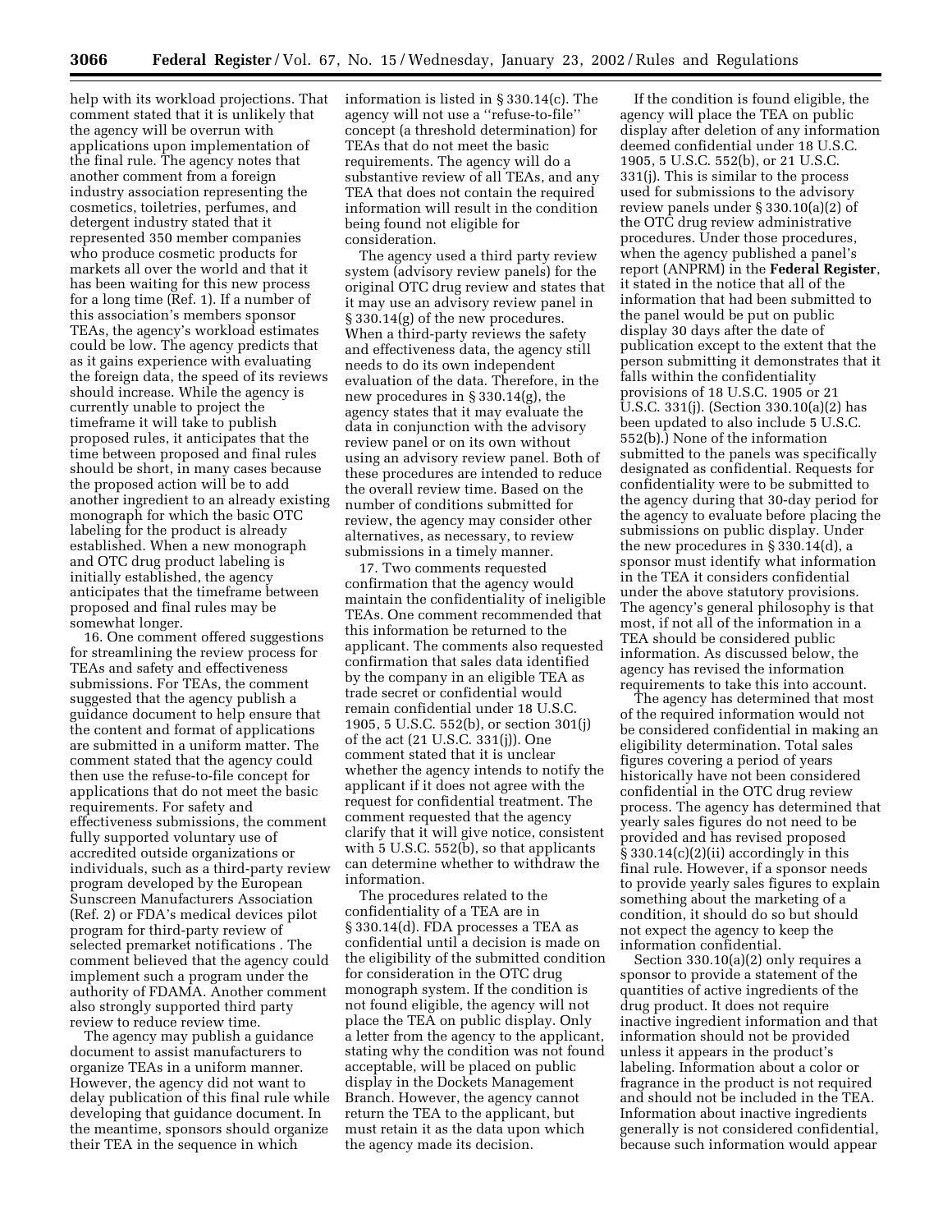help with its workload projections. That comment stated that it is unlikely that the agency will be overrun with applications upon implementation of the final rule. The agency notes that another comment from a foreign industry association representing the cosmetics, toiletries, perfumes, and detergent industry stated that it represented 350 member companies who produce cosmetic products for markets all over the world and that it has been waiting for this new process for a long time (Ref. 1). If a number of this association's members sponsor TEAs, the agency's workload estimates could be low. The agency predicts that as it gains experience with evaluating the foreign data, the speed of its reviews should increase. While the agency is currently unable to project the timeframe it will take to publish proposed rules, it anticipates that the time between proposed and final rules should be short, in many cases because the proposed action will be to add another ingredient to an already existing monograph for which the basic OTC labeling for the product is already established. When a new monograph and OTC drug product labeling is initially established, the agency anticipates that the timeframe between proposed and final rules may be somewhat longer.

16. One comment offered suggestions for streamlining the review process for TEAs and safety and effectiveness submissions. For TEAs, the comment suggested that the agency publish a guidance document to help ensure that the content and format of applications are submitted in a uniform matter. The comment stated that the agency could then use the refuse-to-file concept for applications that do not meet the basic requirements. For safety and effectiveness submissions, the comment fully supported voluntary use of accredited outside organizations or individuals, such as a third-party review program developed by the European Sunscreen Manufacturers Association (Ref. 2) or FDA's medical devices pilot program for third-party review of selected premarket notifications . The comment believed that the agency could implement such a program under the authority of FDAMA. Another comment also strongly supported third party review to reduce review time.

The agency may publish a guidance document to assist manufacturers to organize TEAs in a uniform manner. However, the agency did not want to delay publication of this final rule while developing that guidance document. In the meantime, sponsors should organize their TEA in the sequence in which information is listed in § 330.14(c). The agency will not use a ''refuse-to-file'' concept (a threshold determination) for TEAs that do not meet the basic requirements. The agency will do a substantive review of all TEAs, and any TEA that does not contain the required information will result in the condition being found not eligible for consideration.

The agency used a third party review system (advisory review panels) for the original OTC drug review and states that it may use an advisory review panel in § 330.14(g) of the new procedures. When a third-party reviews the safety and effectiveness data, the agency still needs to do its own independent evaluation of the data. Therefore, in the new procedures in § 330.14(g), the agency states that it may evaluate the data in conjunction with the advisory review panel or on its own without using an advisory review panel. Both of these procedures are intended to reduce the overall review time. Based on the number of conditions submitted for review, the agency may consider other alternatives, as necessary, to review submissions in a timely manner.

17. Two comments requested confirmation that the agency would maintain the confidentiality of ineligible TEAs. One comment recommended that this information be returned to the applicant. The comments also requested confirmation that sales data identified by the company in an eligible TEA as trade secret or confidential would remain confidential under 18 U.S.C. 1905, 5 U.S.C. 552(b), or section 301(j) of the act (21 U.S.C. 331(j)). One comment stated that it is unclear whether the agency intends to notify the applicant if it does not agree with the request for confidential treatment. The comment requested that the agency clarify that it will give notice, consistent with 5 U.S.C. 552(b), so that applicants can determine whether to withdraw the information.

The procedures related to the confidentiality of a TEA are in § 330.14(d). FDA processes a TEA as confidential until a decision is made on the eligibility of the submitted condition for consideration in the OTC drug monograph system. If the condition is not found eligible, the agency will not place the TEA on public display. Only a letter from the agency to the applicant, stating why the condition was not found acceptable, will be placed on public display in the Dockets Management Branch. However, the agency cannot return the TEA to the applicant, but must retain it as the data upon which the agency made its decision.

If the condition is found eligible, the agency will place the TEA on public display after deletion of any information deemed confidential under 18 U.S.C. 1905, 5 U.S.C. 552(b), or 21 U.S.C. 331(j). This is similar to the process used for submissions to the advisory review panels under § 330.10(a)(2) of the OTC drug review administrative procedures. Under those procedures, when the agency published a panel's report (ANPRM) in the **Federal Register**, it stated in the notice that all of the information that had been submitted to the panel would be put on public display 30 days after the date of publication except to the extent that the person submitting it demonstrates that it falls within the confidentiality provisions of 18 U.S.C. 1905 or 21 U.S.C. 331(j). (Section 330.10(a)(2) has been updated to also include 5 U.S.C. 552(b).) None of the information submitted to the panels was specifically designated as confidential. Requests for confidentiality were to be submitted to the agency during that 30-day period for the agency to evaluate before placing the submissions on public display. Under the new procedures in § 330.14(d), a sponsor must identify what information in the TEA it considers confidential under the above statutory provisions. The agency's general philosophy is that most, if not all of the information in a TEA should be considered public information. As discussed below, the agency has revised the information requirements to take this into account.

The agency has determined that most of the required information would not be considered confidential in making an eligibility determination. Total sales figures covering a period of years historically have not been considered confidential in the OTC drug review process. The agency has determined that yearly sales figures do not need to be provided and has revised proposed § 330.14(c)(2)(ii) accordingly in this final rule. However, if a sponsor needs to provide yearly sales figures to explain something about the marketing of a condition, it should do so but should not expect the agency to keep the information confidential.

Section 330.10(a)(2) only requires a sponsor to provide a statement of the quantities of active ingredients of the drug product. It does not require inactive ingredient information and that information should not be provided unless it appears in the product's labeling. Information about a color or fragrance in the product is not required and should not be included in the TEA. Information about inactive ingredients generally is not considered confidential, because such information would appear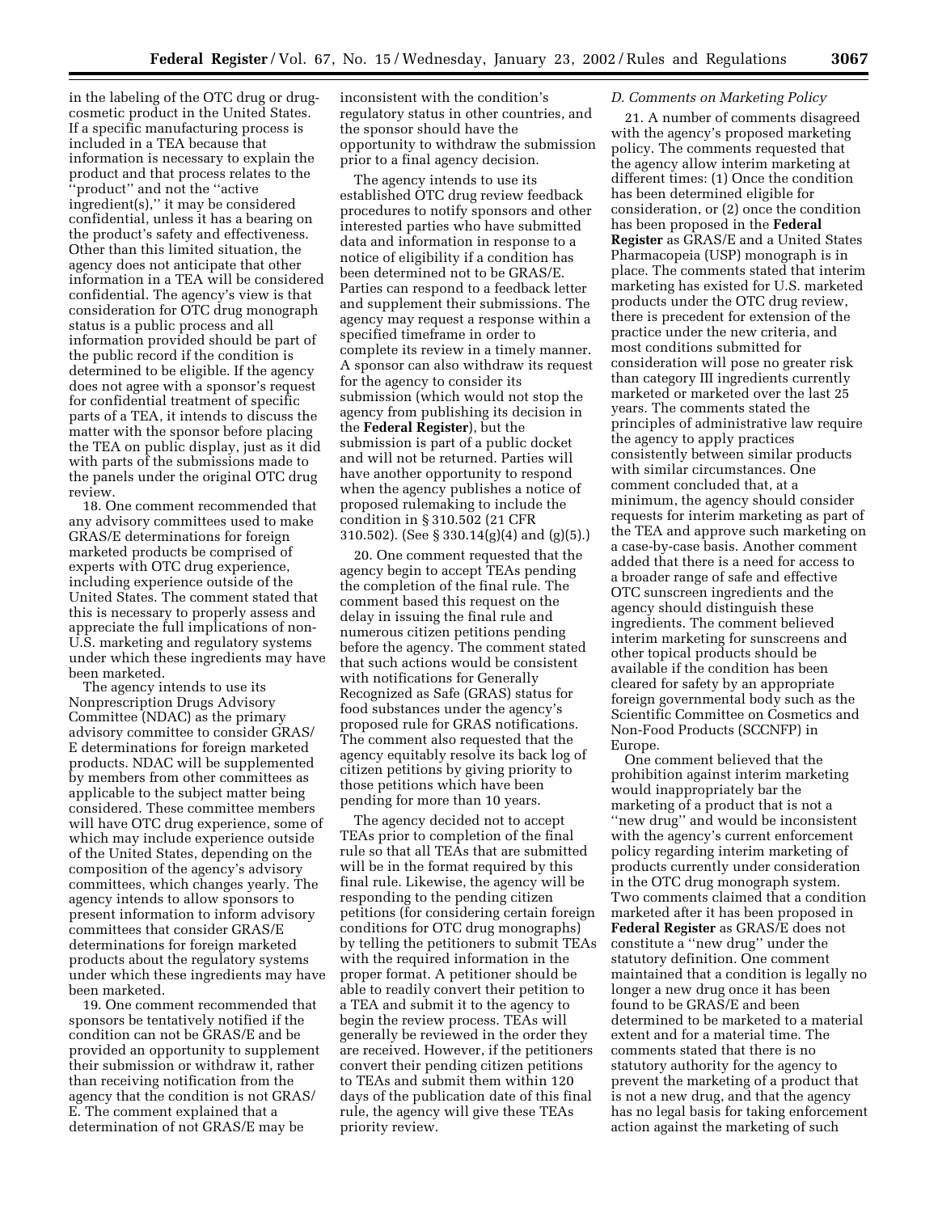in the labeling of the OTC drug or drug-cosmetic product in the United States. If a specific manufacturing process is included in a TEA because that information is necessary to explain the product and that process relates to the ''product'' and not the ''active ingredient(s),'' it may be considered confidential, unless it has a bearing on the product's safety and effectiveness. Other than this limited situation, the agency does not anticipate that other information in a TEA will be considered confidential. The agency's view is that consideration for OTC drug monograph status is a public process and all information provided should be part of the public record if the condition is determined to be eligible. If the agency does not agree with a sponsor's request for confidential treatment of specific parts of a TEA, it intends to discuss the matter with the sponsor before placing the TEA on public display, just as it did with parts of the submissions made to the panels under the original OTC drug review.

18. One comment recommended that any advisory committees used to make GRAS/E determinations for foreign marketed products be comprised of experts with OTC drug experience, including experience outside of the United States. The comment stated that this is necessary to properly assess and appreciate the full implications of non-U.S. marketing and regulatory systems under which these ingredients may have been marketed.

The agency intends to use its Nonprescription Drugs Advisory Committee (NDAC) as the primary advisory committee to consider GRAS/E determinations for foreign marketed products. NDAC will be supplemented by members from other committees as applicable to the subject matter being considered. These committee members will have OTC drug experience, some of which may include experience outside of the United States, depending on the composition of the agency's advisory committees, which changes yearly. The agency intends to allow sponsors to present information to inform advisory committees that consider GRAS/E determinations for foreign marketed products about the regulatory systems under which these ingredients may have been marketed.

19. One comment recommended that sponsors be tentatively notified if the condition can not be GRAS/E and be provided an opportunity to supplement their submission or withdraw it, rather than receiving notification from the agency that the condition is not GRAS/E. The comment explained that a determination of not GRAS/E may be inconsistent with the condition's regulatory status in other countries, and the sponsor should have the opportunity to withdraw the submission prior to a final agency decision.

The agency intends to use its established OTC drug review feedback procedures to notify sponsors and other interested parties who have submitted data and information in response to a notice of eligibility if a condition has been determined not to be GRAS/E. Parties can respond to a feedback letter and supplement their submissions. The agency may request a response within a specified timeframe in order to complete its review in a timely manner. A sponsor can also withdraw its request for the agency to consider its submission (which would not stop the agency from publishing its decision in the **Federal Register**), but the submission is part of a public docket and will not be returned. Parties will have another opportunity to respond when the agency publishes a notice of proposed rulemaking to include the condition in § 310.502 (21 CFR 310.502). (See § 330.14(g)(4) and (g)(5).)

20. One comment requested that the agency begin to accept TEAs pending the completion of the final rule. The comment based this request on the delay in issuing the final rule and numerous citizen petitions pending before the agency. The comment stated that such actions would be consistent with notifications for Generally Recognized as Safe (GRAS) status for food substances under the agency's proposed rule for GRAS notifications. The comment also requested that the agency equitably resolve its back log of citizen petitions by giving priority to those petitions which have been pending for more than 10 years.

The agency decided not to accept TEAs prior to completion of the final rule so that all TEAs that are submitted will be in the format required by this final rule. Likewise, the agency will be responding to the pending citizen petitions (for considering certain foreign conditions for OTC drug monographs) by telling the petitioners to submit TEAs with the required information in the proper format. A petitioner should be able to readily convert their petition to a TEA and submit it to the agency to begin the review process. TEAs will generally be reviewed in the order they are received. However, if the petitioners convert their pending citizen petitions to TEAs and submit them within 120 days of the publication date of this final rule, the agency will give these TEAs priority review.

*D. Comments on Marketing Policy*

21. A number of comments disagreed with the agency's proposed marketing policy. The comments requested that the agency allow interim marketing at different times: (1) Once the condition has been determined eligible for consideration, or (2) once the condition has been proposed in the **Federal Register** as GRAS/E and a United States Pharmacopeia (USP) monograph is in place. The comments stated that interim marketing has existed for U.S. marketed products under the OTC drug review, there is precedent for extension of the practice under the new criteria, and most conditions submitted for consideration will pose no greater risk than category III ingredients currently marketed or marketed over the last 25 years. The comments stated the principles of administrative law require the agency to apply practices consistently between similar products with similar circumstances. One comment concluded that, at a minimum, the agency should consider requests for interim marketing as part of the TEA and approve such marketing on a case-by-case basis. Another comment added that there is a need for access to a broader range of safe and effective OTC sunscreen ingredients and the agency should distinguish these ingredients. The comment believed interim marketing for sunscreens and other topical products should be available if the condition has been cleared for safety by an appropriate foreign governmental body such as the Scientific Committee on Cosmetics and Non-Food Products (SCCNFP) in Europe.

One comment believed that the prohibition against interim marketing would inappropriately bar the marketing of a product that is not a ''new drug'' and would be inconsistent with the agency's current enforcement policy regarding interim marketing of products currently under consideration in the OTC drug monograph system. Two comments claimed that a condition marketed after it has been proposed in **Federal Register** as GRAS/E does not constitute a ''new drug'' under the statutory definition. One comment maintained that a condition is legally no longer a new drug once it has been found to be GRAS/E and been determined to be marketed to a material extent and for a material time. The comments stated that there is no statutory authority for the agency to prevent the marketing of a product that is not a new drug, and that the agency has no legal basis for taking enforcement action against the marketing of such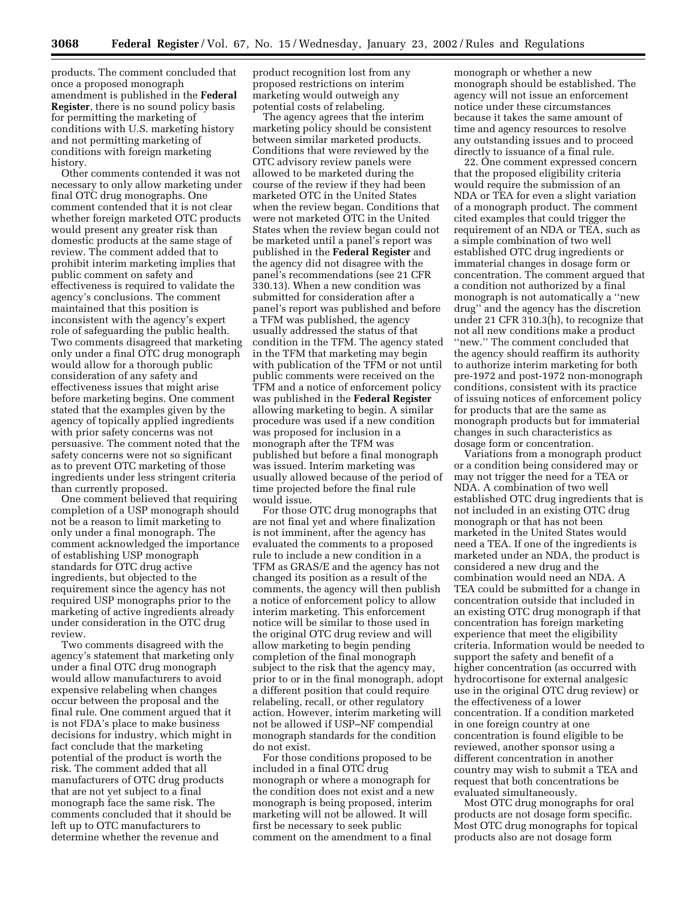products. The comment concluded that once a proposed monograph amendment is published in the **Federal Register**, there is no sound policy basis for permitting the marketing of conditions with U.S. marketing history and not permitting marketing of conditions with foreign marketing history.

Other comments contended it was not necessary to only allow marketing under final OTC drug monographs. One comment contended that it is not clear whether foreign marketed OTC products would present any greater risk than domestic products at the same stage of review. The comment added that to prohibit interim marketing implies that public comment on safety and effectiveness is required to validate the agency's conclusions. The comment maintained that this position is inconsistent with the agency's expert role of safeguarding the public health. Two comments disagreed that marketing only under a final OTC drug monograph would allow for a thorough public consideration of any safety and effectiveness issues that might arise before marketing begins. One comment stated that the examples given by the agency of topically applied ingredients with prior safety concerns was not persuasive. The comment noted that the safety concerns were not so significant as to prevent OTC marketing of those ingredients under less stringent criteria than currently proposed.

One comment believed that requiring completion of a USP monograph should not be a reason to limit marketing to only under a final monograph. The comment acknowledged the importance of establishing USP monograph standards for OTC drug active ingredients, but objected to the requirement since the agency has not required USP monographs prior to the marketing of active ingredients already under consideration in the OTC drug review.

Two comments disagreed with the agency's statement that marketing only under a final OTC drug monograph would allow manufacturers to avoid expensive relabeling when changes occur between the proposal and the final rule. One comment argued that it is not FDA's place to make business decisions for industry, which might in fact conclude that the marketing potential of the product is worth the risk. The comment added that all manufacturers of OTC drug products that are not yet subject to a final monograph face the same risk. The comments concluded that it should be left up to OTC manufacturers to determine whether the revenue and product recognition lost from any proposed restrictions on interim marketing would outweigh any potential costs of relabeling.

The agency agrees that the interim marketing policy should be consistent between similar marketed products. Conditions that were reviewed by the OTC advisory review panels were allowed to be marketed during the course of the review if they had been marketed OTC in the United States when the review began. Conditions that were not marketed OTC in the United States when the review began could not be marketed until a panel's report was published in the **Federal Register** and the agency did not disagree with the panel's recommendations (see 21 CFR 330.13). When a new condition was submitted for consideration after a panel's report was published and before a TFM was published, the agency usually addressed the status of that condition in the TFM. The agency stated in the TFM that marketing may begin with publication of the TFM or not until public comments were received on the TFM and a notice of enforcement policy was published in the **Federal Register** allowing marketing to begin. A similar procedure was used if a new condition was proposed for inclusion in a monograph after the TFM was published but before a final monograph was issued. Interim marketing was usually allowed because of the period of time projected before the final rule would issue.

For those OTC drug monographs that are not final yet and where finalization is not imminent, after the agency has evaluated the comments to a proposed rule to include a new condition in a TFM as GRAS/E and the agency has not changed its position as a result of the comments, the agency will then publish a notice of enforcement policy to allow interim marketing. This enforcement notice will be similar to those used in the original OTC drug review and will allow marketing to begin pending completion of the final monograph subject to the risk that the agency may, prior to or in the final monograph, adopt a different position that could require relabeling, recall, or other regulatory action. However, interim marketing will not be allowed if USP–NF compendial monograph standards for the condition do not exist.

For those conditions proposed to be included in a final OTC drug monograph or where a monograph for the condition does not exist and a new monograph is being proposed, interim marketing will not be allowed. It will first be necessary to seek public comment on the amendment to a final monograph or whether a new monograph should be established. The agency will not issue an enforcement notice under these circumstances because it takes the same amount of time and agency resources to resolve any outstanding issues and to proceed directly to issuance of a final rule.

22. One comment expressed concern that the proposed eligibility criteria would require the submission of an NDA or TEA for even a slight variation of a monograph product. The comment cited examples that could trigger the requirement of an NDA or TEA, such as a simple combination of two well established OTC drug ingredients or immaterial changes in dosage form or concentration. The comment argued that a condition not authorized by a final monograph is not automatically a "new drug" and the agency has the discretion under 21 CFR 310.3(h), to recognize that not all new conditions make a product "new." The comment concluded that the agency should reaffirm its authority to authorize interim marketing for both pre-1972 and post-1972 non-monograph conditions, consistent with its practice of issuing notices of enforcement policy for products that are the same as monograph products but for immaterial changes in such characteristics as dosage form or concentration.

Variations from a monograph product or a condition being considered may or may not trigger the need for a TEA or NDA. A combination of two well established OTC drug ingredients that is not included in an existing OTC drug monograph or that has not been marketed in the United States would need a TEA. If one of the ingredients is marketed under an NDA, the product is considered a new drug and the combination would need an NDA. A TEA could be submitted for a change in concentration outside that included in an existing OTC drug monograph if that concentration has foreign marketing experience that meet the eligibility criteria. Information would be needed to support the safety and benefit of a higher concentration (as occurred with hydrocortisone for external analgesic use in the original OTC drug review) or the effectiveness of a lower concentration. If a condition marketed in one foreign country at one concentration is found eligible to be reviewed, another sponsor using a different concentration in another country may wish to submit a TEA and request that both concentrations be evaluated simultaneously.

Most OTC drug monographs for oral products are not dosage form specific. Most OTC drug monographs for topical products also are not dosage form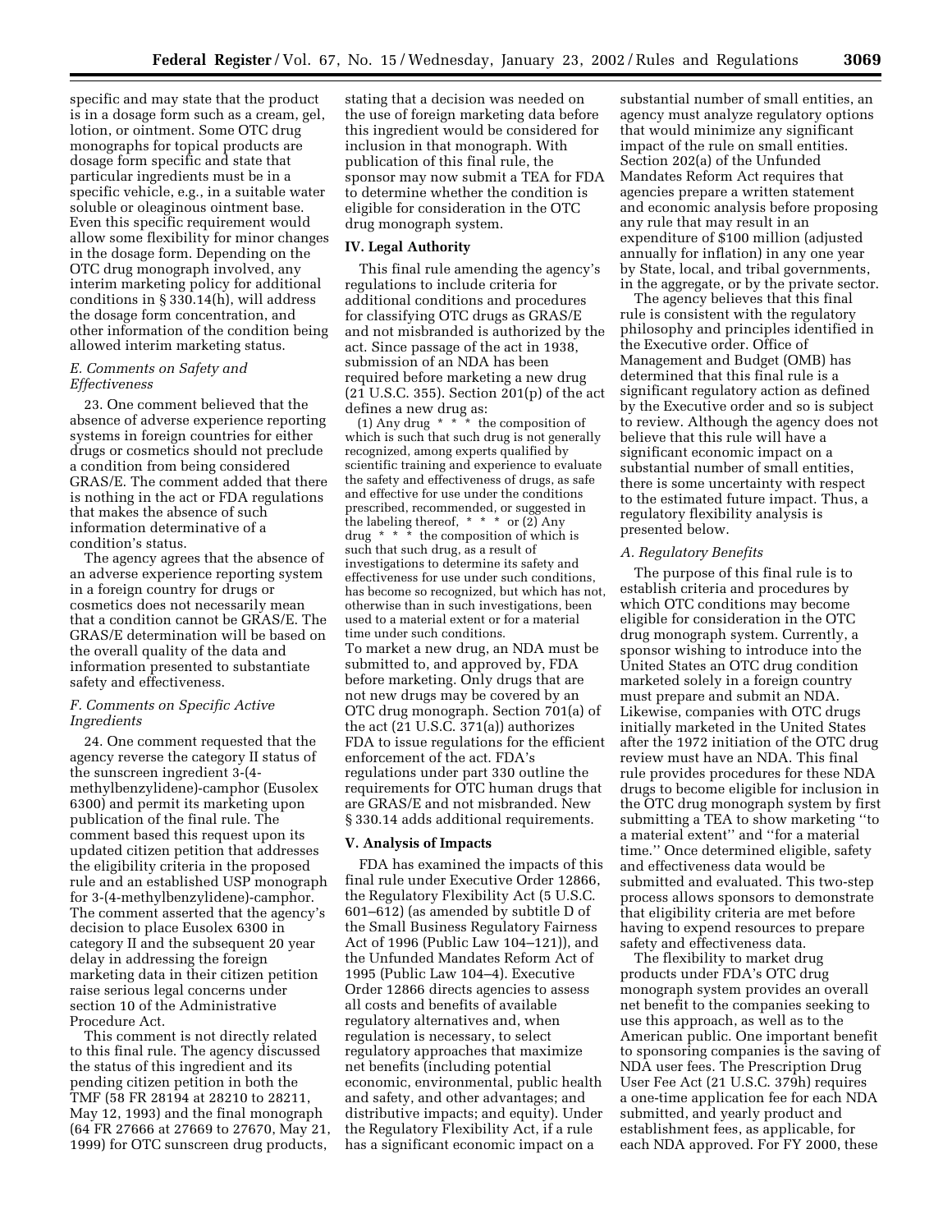specific and may state that the product is in a dosage form such as a cream, gel, lotion, or ointment. Some OTC drug monographs for topical products are dosage form specific and state that particular ingredients must be in a specific vehicle, e.g., in a suitable water soluble or oleaginous ointment base. Even this specific requirement would allow some flexibility for minor changes in the dosage form. Depending on the OTC drug monograph involved, any interim marketing policy for additional conditions in § 330.14(h), will address the dosage form concentration, and other information of the condition being allowed interim marketing status.

### *E. Comments on Safety and Effectiveness*

23. One comment believed that the absence of adverse experience reporting systems in foreign countries for either drugs or cosmetics should not preclude a condition from being considered GRAS/E. The comment added that there is nothing in the act or FDA regulations that makes the absence of such information determinative of a condition's status.

The agency agrees that the absence of an adverse experience reporting system in a foreign country for drugs or cosmetics does not necessarily mean that a condition cannot be GRAS/E. The GRAS/E determination will be based on the overall quality of the data and information presented to substantiate safety and effectiveness.

### *F. Comments on Specific Active Ingredients*

24. One comment requested that the agency reverse the category II status of the sunscreen ingredient 3-(4-methylbenzylidene)-camphor (Eusolex 6300) and permit its marketing upon publication of the final rule. The comment based this request upon its updated citizen petition that addresses the eligibility criteria in the proposed rule and an established USP monograph for 3-(4-methylbenzylidene)-camphor. The comment asserted that the agency's decision to place Eusolex 6300 in category II and the subsequent 20 year delay in addressing the foreign marketing data in their citizen petition raise serious legal concerns under section 10 of the Administrative Procedure Act.

This comment is not directly related to this final rule. The agency discussed the status of this ingredient and its pending citizen petition in both the TMF (58 FR 28194 at 28210 to 28211, May 12, 1993) and the final monograph (64 FR 27666 at 27669 to 27670, May 21, 1999) for OTC sunscreen drug products, stating that a decision was needed on the use of foreign marketing data before this ingredient would be considered for inclusion in that monograph. With publication of this final rule, the sponsor may now submit a TEA for FDA to determine whether the condition is eligible for consideration in the OTC drug monograph system.

## IV. Legal Authority

This final rule amending the agency's regulations to include criteria for additional conditions and procedures for classifying OTC drugs as GRAS/E and not misbranded is authorized by the act. Since passage of the act in 1938, submission of an NDA has been required before marketing a new drug (21 U.S.C. 355). Section 201(p) of the act defines a new drug as:

> (1) Any drug * * * the composition of which is such that such drug is not generally recognized, among experts qualified by scientific training and experience to evaluate the safety and effectiveness of drugs, as safe and effective for use under the conditions prescribed, recommended, or suggested in the labeling thereof, * * * or (2) Any drug * * * the composition of which is such that such drug, as a result of investigations to determine its safety and effectiveness for use under such conditions, has become so recognized, but which has not, otherwise than in such investigations, been used to a material extent or for a material time under such conditions.

To market a new drug, an NDA must be submitted to, and approved by, FDA before marketing. Only drugs that are not new drugs may be covered by an OTC drug monograph. Section 701(a) of the act (21 U.S.C. 371(a)) authorizes FDA to issue regulations for the efficient enforcement of the act. FDA's regulations under part 330 outline the requirements for OTC human drugs that are GRAS/E and not misbranded. New § 330.14 adds additional requirements.

## V. Analysis of Impacts

FDA has examined the impacts of this final rule under Executive Order 12866, the Regulatory Flexibility Act (5 U.S.C. 601–612) (as amended by subtitle D of the Small Business Regulatory Fairness Act of 1996 (Public Law 104–121)), and the Unfunded Mandates Reform Act of 1995 (Public Law 104–4). Executive Order 12866 directs agencies to assess all costs and benefits of available regulatory alternatives and, when regulation is necessary, to select regulatory approaches that maximize net benefits (including potential economic, environmental, public health and safety, and other advantages; and distributive impacts; and equity). Under the Regulatory Flexibility Act, if a rule has a significant economic impact on a substantial number of small entities, an agency must analyze regulatory options that would minimize any significant impact of the rule on small entities. Section 202(a) of the Unfunded Mandates Reform Act requires that agencies prepare a written statement and economic analysis before proposing any rule that may result in an expenditure of $100 million (adjusted annually for inflation) in any one year by State, local, and tribal governments, in the aggregate, or by the private sector.

The agency believes that this final rule is consistent with the regulatory philosophy and principles identified in the Executive order. Office of Management and Budget (OMB) has determined that this final rule is a significant regulatory action as defined by the Executive order and so is subject to review. Although the agency does not believe that this rule will have a significant economic impact on a substantial number of small entities, there is some uncertainty with respect to the estimated future impact. Thus, a regulatory flexibility analysis is presented below.

### *A. Regulatory Benefits*

The purpose of this final rule is to establish criteria and procedures by which OTC conditions may become eligible for consideration in the OTC drug monograph system. Currently, a sponsor wishing to introduce into the United States an OTC drug condition marketed solely in a foreign country must prepare and submit an NDA. Likewise, companies with OTC drugs initially marketed in the United States after the 1972 initiation of the OTC drug review must have an NDA. This final rule provides procedures for these NDA drugs to become eligible for inclusion in the OTC drug monograph system by first submitting a TEA to show marketing ''to a material extent'' and ''for a material time.'' Once determined eligible, safety and effectiveness data would be submitted and evaluated. This two-step process allows sponsors to demonstrate that eligibility criteria are met before having to expend resources to prepare safety and effectiveness data.

The flexibility to market drug products under FDA's OTC drug monograph system provides an overall net benefit to the companies seeking to use this approach, as well as to the American public. One important benefit to sponsoring companies is the saving of NDA user fees. The Prescription Drug User Fee Act (21 U.S.C. 379h) requires a one-time application fee for each NDA submitted, and yearly product and establishment fees, as applicable, for each NDA approved. For FY 2000, these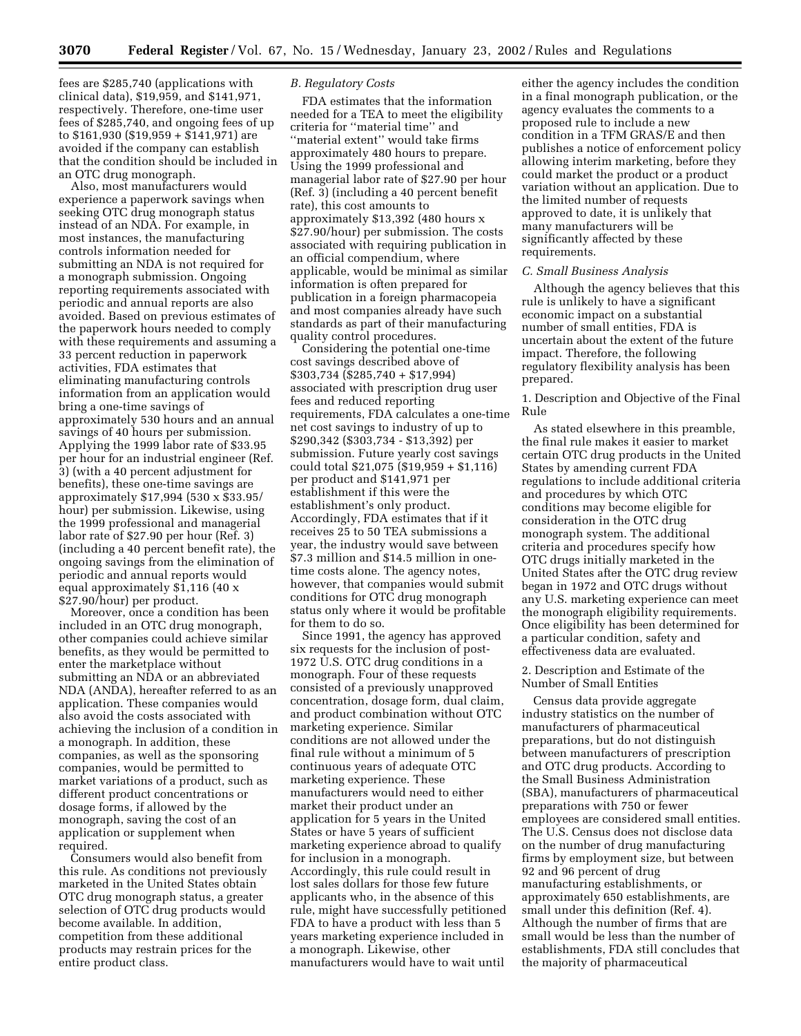fees are $285,740 (applications with clinical data), $19,959, and $141,971, respectively. Therefore, one-time user fees of $285,740, and ongoing fees of up to $161,930 ($19,959 + $141,971) are avoided if the company can establish that the condition should be included in an OTC drug monograph.

Also, most manufacturers would experience a paperwork savings when seeking OTC drug monograph status instead of an NDA. For example, in most instances, the manufacturing controls information needed for submitting an NDA is not required for a monograph submission. Ongoing reporting requirements associated with periodic and annual reports are also avoided. Based on previous estimates of the paperwork hours needed to comply with these requirements and assuming a 33 percent reduction in paperwork activities, FDA estimates that eliminating manufacturing controls information from an application would bring a one-time savings of approximately 530 hours and an annual savings of 40 hours per submission. Applying the 1999 labor rate of $33.95 per hour for an industrial engineer (Ref. 3) (with a 40 percent adjustment for benefits), these one-time savings are approximately $17,994 (530 x $33.95/hour) per submission. Likewise, using the 1999 professional and managerial labor rate of $27.90 per hour (Ref. 3) (including a 40 percent benefit rate), the ongoing savings from the elimination of periodic and annual reports would equal approximately $1,116 (40 x $27.90/hour) per product.

Moreover, once a condition has been included in an OTC drug monograph, other companies could achieve similar benefits, as they would be permitted to enter the marketplace without submitting an NDA or an abbreviated NDA (ANDA), hereafter referred to as an application. These companies would also avoid the costs associated with achieving the inclusion of a condition in a monograph. In addition, these companies, as well as the sponsoring companies, would be permitted to market variations of a product, such as different product concentrations or dosage forms, if allowed by the monograph, saving the cost of an application or supplement when required.

Consumers would also benefit from this rule. As conditions not previously marketed in the United States obtain OTC drug monograph status, a greater selection of OTC drug products would become available. In addition, competition from these additional products may restrain prices for the entire product class.

*B. Regulatory Costs*

FDA estimates that the information needed for a TEA to meet the eligibility criteria for ''material time'' and ''material extent'' would take firms approximately 480 hours to prepare. Using the 1999 professional and managerial labor rate of $27.90 per hour (Ref. 3) (including a 40 percent benefit rate), this cost amounts to approximately $13,392 (480 hours x $27.90/hour) per submission. The costs associated with requiring publication in an official compendium, where applicable, would be minimal as similar information is often prepared for publication in a foreign pharmacopeia and most companies already have such standards as part of their manufacturing quality control procedures.

Considering the potential one-time cost savings described above of $303,734 ($285,740 + $17,994) associated with prescription drug user fees and reduced reporting requirements, FDA calculates a one-time net cost savings to industry of up to $290,342 ($303,734 - $13,392) per submission. Future yearly cost savings could total $21,075 ($19,959 + $1,116) per product and $141,971 per establishment if this were the establishment's only product. Accordingly, FDA estimates that if it receives 25 to 50 TEA submissions a year, the industry would save between $7.3 million and $14.5 million in one-time costs alone. The agency notes, however, that companies would submit conditions for OTC drug monograph status only where it would be profitable for them to do so.

Since 1991, the agency has approved six requests for the inclusion of post-1972 U.S. OTC drug conditions in a monograph. Four of these requests consisted of a previously unapproved concentration, dosage form, dual claim, and product combination without OTC marketing experience. Similar conditions are not allowed under the final rule without a minimum of 5 continuous years of adequate OTC marketing experience. These manufacturers would need to either market their product under an application for 5 years in the United States or have 5 years of sufficient marketing experience abroad to qualify for inclusion in a monograph. Accordingly, this rule could result in lost sales dollars for those few future applicants who, in the absence of this rule, might have successfully petitioned FDA to have a product with less than 5 years marketing experience included in a monograph. Likewise, other manufacturers would have to wait until either the agency includes the condition in a final monograph publication, or the agency evaluates the comments to a proposed rule to include a new condition in a TFM GRAS/E and then publishes a notice of enforcement policy allowing interim marketing, before they could market the product or a product variation without an application. Due to the limited number of requests approved to date, it is unlikely that many manufacturers will be significantly affected by these requirements.

*C. Small Business Analysis*

Although the agency believes that this rule is unlikely to have a significant economic impact on a substantial number of small entities, FDA is uncertain about the extent of the future impact. Therefore, the following regulatory flexibility analysis has been prepared.

1. Description and Objective of the Final Rule

As stated elsewhere in this preamble, the final rule makes it easier to market certain OTC drug products in the United States by amending current FDA regulations to include additional criteria and procedures by which OTC conditions may become eligible for consideration in the OTC drug monograph system. The additional criteria and procedures specify how OTC drugs initially marketed in the United States after the OTC drug review began in 1972 and OTC drugs without any U.S. marketing experience can meet the monograph eligibility requirements. Once eligibility has been determined for a particular condition, safety and effectiveness data are evaluated.

2. Description and Estimate of the Number of Small Entities

Census data provide aggregate industry statistics on the number of manufacturers of pharmaceutical preparations, but do not distinguish between manufacturers of prescription and OTC drug products. According to the Small Business Administration (SBA), manufacturers of pharmaceutical preparations with 750 or fewer employees are considered small entities. The U.S. Census does not disclose data on the number of drug manufacturing firms by employment size, but between 92 and 96 percent of drug manufacturing establishments, or approximately 650 establishments, are small under this definition (Ref. 4). Although the number of firms that are small would be less than the number of establishments, FDA still concludes that the majority of pharmaceutical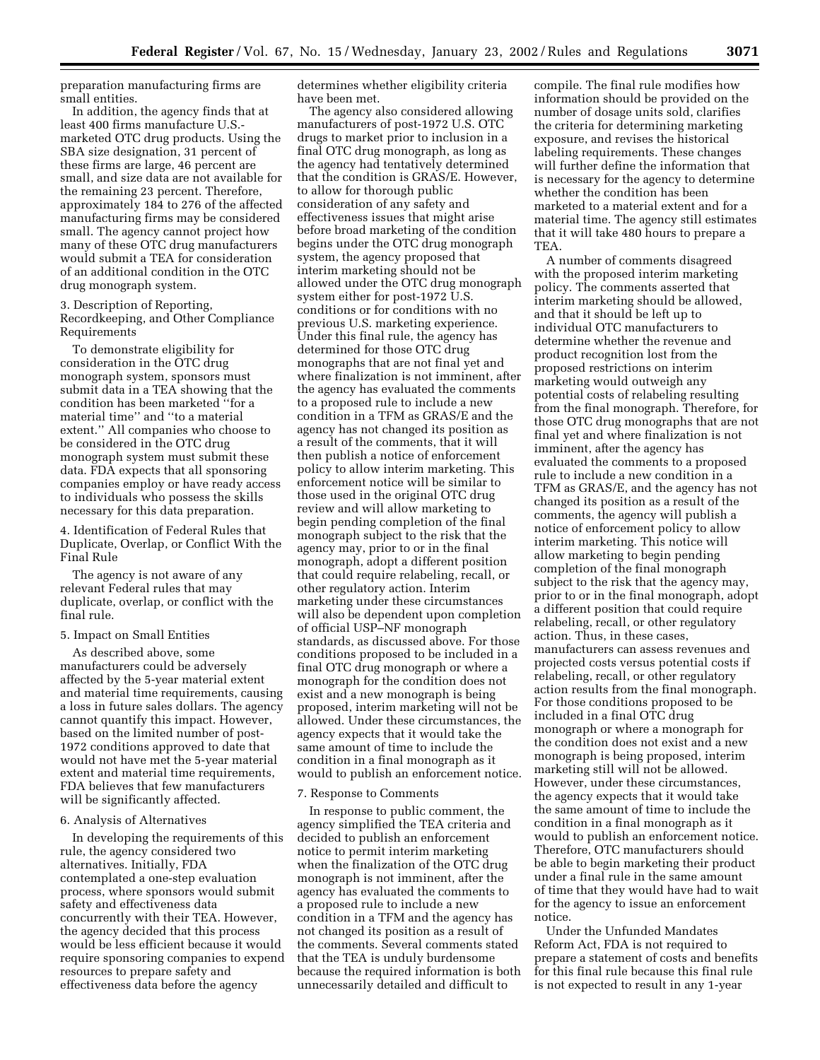preparation manufacturing firms are small entities.

In addition, the agency finds that at least 400 firms manufacture U.S.-marketed OTC drug products. Using the SBA size designation, 31 percent of these firms are large, 46 percent are small, and size data are not available for the remaining 23 percent. Therefore, approximately 184 to 276 of the affected manufacturing firms may be considered small. The agency cannot project how many of these OTC drug manufacturers would submit a TEA for consideration of an additional condition in the OTC drug monograph system.

3. Description of Reporting, Recordkeeping, and Other Compliance Requirements

To demonstrate eligibility for consideration in the OTC drug monograph system, sponsors must submit data in a TEA showing that the condition has been marketed "for a material time" and "to a material extent." All companies who choose to be considered in the OTC drug monograph system must submit these data. FDA expects that all sponsoring companies employ or have ready access to individuals who possess the skills necessary for this data preparation.

4. Identification of Federal Rules that Duplicate, Overlap, or Conflict With the Final Rule

The agency is not aware of any relevant Federal rules that may duplicate, overlap, or conflict with the final rule.

5. Impact on Small Entities

As described above, some manufacturers could be adversely affected by the 5-year material extent and material time requirements, causing a loss in future sales dollars. The agency cannot quantify this impact. However, based on the limited number of post-1972 conditions approved to date that would not have met the 5-year material extent and material time requirements, FDA believes that few manufacturers will be significantly affected.

6. Analysis of Alternatives

In developing the requirements of this rule, the agency considered two alternatives. Initially, FDA contemplated a one-step evaluation process, where sponsors would submit safety and effectiveness data concurrently with their TEA. However, the agency decided that this process would be less efficient because it would require sponsoring companies to expend resources to prepare safety and effectiveness data before the agency determines whether eligibility criteria have been met.

The agency also considered allowing manufacturers of post-1972 U.S. OTC drugs to market prior to inclusion in a final OTC drug monograph, as long as the agency had tentatively determined that the condition is GRAS/E. However, to allow for thorough public consideration of any safety and effectiveness issues that might arise before broad marketing of the condition begins under the OTC drug monograph system, the agency proposed that interim marketing should not be allowed under the OTC drug monograph system either for post-1972 U.S. conditions or for conditions with no previous U.S. marketing experience. Under this final rule, the agency has determined for those OTC drug monographs that are not final yet and where finalization is not imminent, after the agency has evaluated the comments to a proposed rule to include a new condition in a TFM as GRAS/E and the agency has not changed its position as a result of the comments, that it will then publish a notice of enforcement policy to allow interim marketing. This enforcement notice will be similar to those used in the original OTC drug review and will allow marketing to begin pending completion of the final monograph subject to the risk that the agency may, prior to or in the final monograph, adopt a different position that could require relabeling, recall, or other regulatory action. Interim marketing under these circumstances will also be dependent upon completion of official USP–NF monograph standards, as discussed above. For those conditions proposed to be included in a final OTC drug monograph or where a monograph for the condition does not exist and a new monograph is being proposed, interim marketing will not be allowed. Under these circumstances, the agency expects that it would take the same amount of time to include the condition in a final monograph as it would to publish an enforcement notice.

7. Response to Comments

In response to public comment, the agency simplified the TEA criteria and decided to publish an enforcement notice to permit interim marketing when the finalization of the OTC drug monograph is not imminent, after the agency has evaluated the comments to a proposed rule to include a new condition in a TFM and the agency has not changed its position as a result of the comments. Several comments stated that the TEA is unduly burdensome because the required information is both unnecessarily detailed and difficult to compile. The final rule modifies how information should be provided on the number of dosage units sold, clarifies the criteria for determining marketing exposure, and revises the historical labeling requirements. These changes will further define the information that is necessary for the agency to determine whether the condition has been marketed to a material extent and for a material time. The agency still estimates that it will take 480 hours to prepare a TEA.

A number of comments disagreed with the proposed interim marketing policy. The comments asserted that interim marketing should be allowed, and that it should be left up to individual OTC manufacturers to determine whether the revenue and product recognition lost from the proposed restrictions on interim marketing would outweigh any potential costs of relabeling resulting from the final monograph. Therefore, for those OTC drug monographs that are not final yet and where finalization is not imminent, after the agency has evaluated the comments to a proposed rule to include a new condition in a TFM as GRAS/E, and the agency has not changed its position as a result of the comments, the agency will publish a notice of enforcement policy to allow interim marketing. This notice will allow marketing to begin pending completion of the final monograph subject to the risk that the agency may, prior to or in the final monograph, adopt a different position that could require relabeling, recall, or other regulatory action. Thus, in these cases, manufacturers can assess revenues and projected costs versus potential costs if relabeling, recall, or other regulatory action results from the final monograph. For those conditions proposed to be included in a final OTC drug monograph or where a monograph for the condition does not exist and a new monograph is being proposed, interim marketing still will not be allowed. However, under these circumstances, the agency expects that it would take the same amount of time to include the condition in a final monograph as it would to publish an enforcement notice. Therefore, OTC manufacturers should be able to begin marketing their product under a final rule in the same amount of time that they would have had to wait for the agency to issue an enforcement notice.

Under the Unfunded Mandates Reform Act, FDA is not required to prepare a statement of costs and benefits for this final rule because this final rule is not expected to result in any 1-year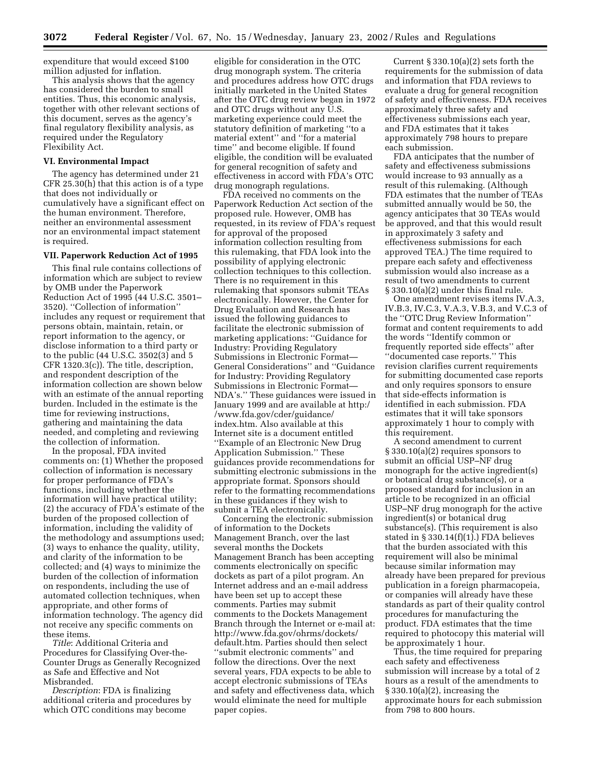expenditure that would exceed $100 million adjusted for inflation.

This analysis shows that the agency has considered the burden to small entities. Thus, this economic analysis, together with other relevant sections of this document, serves as the agency's final regulatory flexibility analysis, as required under the Regulatory Flexibility Act.

### VI. Environmental Impact

The agency has determined under 21 CFR 25.30(h) that this action is of a type that does not individually or cumulatively have a significant effect on the human environment. Therefore, neither an environmental assessment nor an environmental impact statement is required.

### VII. Paperwork Reduction Act of 1995

This final rule contains collections of information which are subject to review by OMB under the Paperwork Reduction Act of 1995 (44 U.S.C. 3501–3520). ''Collection of information'' includes any request or requirement that persons obtain, maintain, retain, or report information to the agency, or disclose information to a third party or to the public (44 U.S.C. 3502(3) and 5 CFR 1320.3(c)). The title, description, and respondent description of the information collection are shown below with an estimate of the annual reporting burden. Included in the estimate is the time for reviewing instructions, gathering and maintaining the data needed, and completing and reviewing the collection of information.

In the proposal, FDA invited comments on: (1) Whether the proposed collection of information is necessary for proper performance of FDA's functions, including whether the information will have practical utility; (2) the accuracy of FDA's estimate of the burden of the proposed collection of information, including the validity of the methodology and assumptions used; (3) ways to enhance the quality, utility, and clarity of the information to be collected; and (4) ways to minimize the burden of the collection of information on respondents, including the use of automated collection techniques, when appropriate, and other forms of information technology. The agency did not receive any specific comments on these items.

*Title*: Additional Criteria and Procedures for Classifying Over-the-Counter Drugs as Generally Recognized as Safe and Effective and Not Misbranded.

*Description*: FDA is finalizing additional criteria and procedures by which OTC conditions may become eligible for consideration in the OTC drug monograph system. The criteria and procedures address how OTC drugs initially marketed in the United States after the OTC drug review began in 1972 and OTC drugs without any U.S. marketing experience could meet the statutory definition of marketing ''to a material extent'' and ''for a material time'' and become eligible. If found eligible, the condition will be evaluated for general recognition of safety and effectiveness in accord with FDA's OTC drug monograph regulations.

FDA received no comments on the Paperwork Reduction Act section of the proposed rule. However, OMB has requested, in its review of FDA's request for approval of the proposed information collection resulting from this rulemaking, that FDA look into the possibility of applying electronic collection techniques to this collection. There is no requirement in this rulemaking that sponsors submit TEAs electronically. However, the Center for Drug Evaluation and Research has issued the following guidances to facilitate the electronic submission of marketing applications: ''Guidance for Industry: Providing Regulatory Submissions in Electronic Format—General Considerations'' and ''Guidance for Industry: Providing Regulatory Submissions in Electronic Format—NDA's.'' These guidances were issued in January 1999 and are available at http://www.fda.gov/cder/guidance/index.htm. Also available at this Internet site is a document entitled ''Example of an Electronic New Drug Application Submission.'' These guidances provide recommendations for submitting electronic submissions in the appropriate format. Sponsors should refer to the formatting recommendations in these guidances if they wish to submit a TEA electronically.

Concerning the electronic submission of information to the Dockets Management Branch, over the last several months the Dockets Management Branch has been accepting comments electronically on specific dockets as part of a pilot program. An Internet address and an e-mail address have been set up to accept these comments. Parties may submit comments to the Dockets Management Branch through the Internet or e-mail at: http://www.fda.gov/ohrms/dockets/default.htm. Parties should then select ''submit electronic comments'' and follow the directions. Over the next several years, FDA expects to be able to accept electronic submissions of TEAs and safety and effectiveness data, which would eliminate the need for multiple paper copies.

Current § 330.10(a)(2) sets forth the requirements for the submission of data and information that FDA reviews to evaluate a drug for general recognition of safety and effectiveness. FDA receives approximately three safety and effectiveness submissions each year, and FDA estimates that it takes approximately 798 hours to prepare each submission.

FDA anticipates that the number of safety and effectiveness submissions would increase to 93 annually as a result of this rulemaking. (Although FDA estimates that the number of TEAs submitted annually would be 50, the agency anticipates that 30 TEAs would be approved, and that this would result in approximately 3 safety and effectiveness submissions for each approved TEA.) The time required to prepare each safety and effectiveness submission would also increase as a result of two amendments to current § 330.10(a)(2) under this final rule.

One amendment revises items IV.A.3, IV.B.3, IV.C.3, V.A.3, V.B.3, and V.C.3 of the ''OTC Drug Review Information'' format and content requirements to add the words ''Identify common or frequently reported side effects'' after ''documented case reports.'' This revision clarifies current requirements for submitting documented case reports and only requires sponsors to ensure that side-effects information is identified in each submission. FDA estimates that it will take sponsors approximately 1 hour to comply with this requirement.

A second amendment to current § 330.10(a)(2) requires sponsors to submit an official USP–NF drug monograph for the active ingredient(s) or botanical drug substance(s), or a proposed standard for inclusion in an article to be recognized in an official USP–NF drug monograph for the active ingredient(s) or botanical drug substance(s). (This requirement is also stated in § 330.14(f)(1).) FDA believes that the burden associated with this requirement will also be minimal because similar information may already have been prepared for previous publication in a foreign pharmacopeia, or companies will already have these standards as part of their quality control procedures for manufacturing the product. FDA estimates that the time required to photocopy this material will be approximately 1 hour.

Thus, the time required for preparing each safety and effectiveness submission will increase by a total of 2 hours as a result of the amendments to § 330.10(a)(2), increasing the approximate hours for each submission from 798 to 800 hours.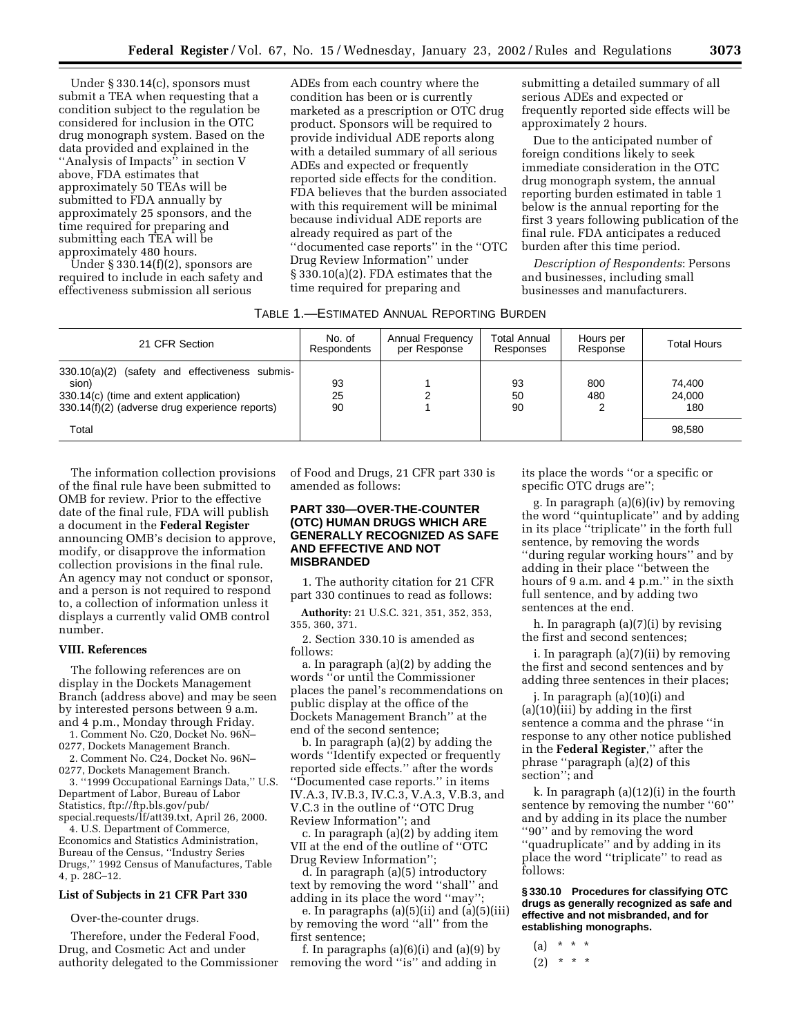Under § 330.14(c), sponsors must submit a TEA when requesting that a condition subject to the regulation be considered for inclusion in the OTC drug monograph system. Based on the data provided and explained in the ''Analysis of Impacts'' in section V above, FDA estimates that approximately 50 TEAs will be submitted to FDA annually by approximately 25 sponsors, and the time required for preparing and submitting each TEA will be approximately 480 hours.

Under § 330.14(f)(2), sponsors are required to include in each safety and effectiveness submission all serious ADEs from each country where the condition has been or is currently marketed as a prescription or OTC drug product. Sponsors will be required to provide individual ADE reports along with a detailed summary of all serious ADEs and expected or frequently reported side effects for the condition. FDA believes that the burden associated with this requirement will be minimal because individual ADE reports are already required as part of the ''documented case reports'' in the ''OTC Drug Review Information'' under § 330.10(a)(2). FDA estimates that the time required for preparing and submitting a detailed summary of all serious ADEs and expected or frequently reported side effects will be approximately 2 hours.

Due to the anticipated number of foreign conditions likely to seek immediate consideration in the OTC drug monograph system, the annual reporting burden estimated in table 1 below is the annual reporting for the first 3 years following publication of the final rule. FDA anticipates a reduced burden after this time period.

*Description of Respondents*: Persons and businesses, including small businesses and manufacturers.

TABLE 1.—ESTIMATED ANNUAL REPORTING BURDEN

| 21 CFR Section | No. of Respondents | Annual Frequency per Response | Total Annual Responses | Hours per Response | Total Hours |
|---|---|---|---|---|---|
| 330.10(a)(2) (safety and effectiveness submission) | 93 | 1 | 93 | 800 | 74,400 |
| 330.14(c) (time and extent application) | 25 | 2 | 50 | 480 | 24,000 |
| 330.14(f)(2) (adverse drug experience reports) | 90 | 1 | 90 | 2 | 180 |
| Total | | | | | 98,580 |

The information collection provisions of the final rule have been submitted to OMB for review. Prior to the effective date of the final rule, FDA will publish a document in the **Federal Register** announcing OMB's decision to approve, modify, or disapprove the information collection provisions in the final rule. An agency may not conduct or sponsor, and a person is not required to respond to, a collection of information unless it displays a currently valid OMB control number.

### VIII. References

The following references are on display in the Dockets Management Branch (address above) and may be seen by interested persons between 9 a.m. and 4 p.m., Monday through Friday.

1. Comment No. C20, Docket No. 96N–0277, Dockets Management Branch.
2. Comment No. C24, Docket No. 96N–0277, Dockets Management Branch.
3. ''1999 Occupational Earnings Data,'' U.S. Department of Labor, Bureau of Labor Statistics, ftp://ftp.bls.gov/pub/special.requests/lf/att39.txt, April 26, 2000.
4. U.S. Department of Commerce, Economics and Statistics Administration, Bureau of the Census, ''Industry Series Drugs,'' 1992 Census of Manufactures, Table 4, p. 28C–12.

### List of Subjects in 21 CFR Part 330

Over-the-counter drugs.

Therefore, under the Federal Food, Drug, and Cosmetic Act and under authority delegated to the Commissioner of Food and Drugs, 21 CFR part 330 is amended as follows:

## PART 330—OVER-THE-COUNTER (OTC) HUMAN DRUGS WHICH ARE GENERALLY RECOGNIZED AS SAFE AND EFFECTIVE AND NOT MISBRANDED

1. The authority citation for 21 CFR part 330 continues to read as follows:

**Authority:** 21 U.S.C. 321, 351, 352, 353, 355, 360, 371.

2. Section 330.10 is amended as follows:

a. In paragraph (a)(2) by adding the words ''or until the Commissioner places the panel's recommendations on public display at the office of the Dockets Management Branch'' at the end of the second sentence;

b. In paragraph (a)(2) by adding the words ''Identify expected or frequently reported side effects.'' after the words ''Documented case reports.'' in items IV.A.3, IV.B.3, IV.C.3, V.A.3, V.B.3, and V.C.3 in the outline of ''OTC Drug Review Information''; and

c. In paragraph (a)(2) by adding item VII at the end of the outline of ''OTC Drug Review Information'';

d. In paragraph (a)(5) introductory text by removing the word ''shall'' and adding in its place the word ''may'';

e. In paragraphs (a)(5)(ii) and (a)(5)(iii) by removing the word ''all'' from the first sentence;

f. In paragraphs (a)(6)(i) and (a)(9) by removing the word ''is'' and adding in its place the words ''or a specific or specific OTC drugs are'';

g. In paragraph (a)(6)(iv) by removing the word ''quintuplicate'' and by adding in its place ''triplicate'' in the forth full sentence, by removing the words ''during regular working hours'' and by adding in their place ''between the hours of 9 a.m. and 4 p.m.'' in the sixth full sentence, and by adding two sentences at the end.

h. In paragraph (a)(7)(i) by revising the first and second sentences;

i. In paragraph (a)(7)(ii) by removing the first and second sentences and by adding three sentences in their places;

j. In paragraph (a)(10)(i) and (a)(10)(iii) by adding in the first sentence a comma and the phrase ''in response to any other notice published in the **Federal Register**,'' after the phrase ''paragraph (a)(2) of this section''; and

k. In paragraph (a)(12)(i) in the fourth sentence by removing the number ''60'' and by adding in its place the number ''90'' and by removing the word ''quadruplicate'' and by adding in its place the word ''triplicate'' to read as follows:

**§ 330.10 Procedures for classifying OTC drugs as generally recognized as safe and effective and not misbranded, and for establishing monographs.**

(a) * * *

(2) * * *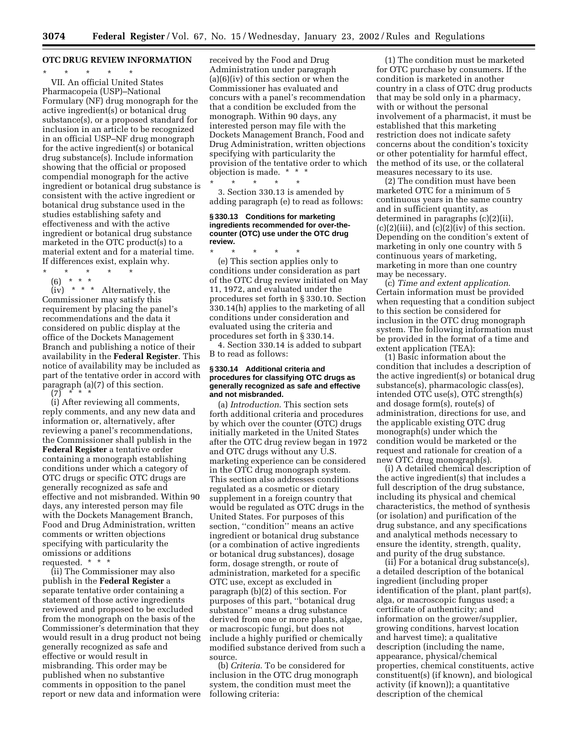## OTC DRUG REVIEW INFORMATION

\* \* \* \* \*

VII. An official United States Pharmacopeia (USP)–National Formulary (NF) drug monograph for the active ingredient(s) or botanical drug substance(s), or a proposed standard for inclusion in an article to be recognized in an official USP–NF drug monograph for the active ingredient(s) or botanical drug substance(s). Include information showing that the official or proposed compendial monograph for the active ingredient or botanical drug substance is consistent with the active ingredient or botanical drug substance used in the studies establishing safety and effectiveness and with the active ingredient or botanical drug substance marketed in the OTC product(s) to a material extent and for a material time. If differences exist, explain why.

\* \* \* \* \*

(6) \* \* \*

(iv) \* \* \* Alternatively, the Commissioner may satisfy this requirement by placing the panel's recommendations and the data it considered on public display at the office of the Dockets Management Branch and publishing a notice of their availability in the **Federal Register**. This notice of availability may be included as part of the tentative order in accord with paragraph (a)(7) of this section.

(7) \* \* \*

(i) After reviewing all comments, reply comments, and any new data and information or, alternatively, after reviewing a panel's recommendations, the Commissioner shall publish in the **Federal Register** a tentative order containing a monograph establishing conditions under which a category of OTC drugs or specific OTC drugs are generally recognized as safe and effective and not misbranded. Within 90 days, any interested person may file with the Dockets Management Branch, Food and Drug Administration, written comments or written objections specifying with particularity the omissions or additions requested. \* \* \*

(ii) The Commissioner may also publish in the **Federal Register** a separate tentative order containing a statement of those active ingredients reviewed and proposed to be excluded from the monograph on the basis of the Commissioner's determination that they would result in a drug product not being generally recognized as safe and effective or would result in misbranding. This order may be published when no substantive comments in opposition to the panel report or new data and information were received by the Food and Drug Administration under paragraph (a)(6)(iv) of this section or when the Commissioner has evaluated and concurs with a panel's recommendation that a condition be excluded from the monograph. Within 90 days, any interested person may file with the Dockets Management Branch, Food and Drug Administration, written objections specifying with particularity the provision of the tentative order to which objection is made. \* \* \*

\* \* \* \* \*

3. Section 330.13 is amended by adding paragraph (e) to read as follows:

### § 330.13 Conditions for marketing ingredients recommended for over-the-counter (OTC) use under the OTC drug review.

\* \* \* \* \*

(e) This section applies only to conditions under consideration as part of the OTC drug review initiated on May 11, 1972, and evaluated under the procedures set forth in § 330.10. Section 330.14(h) applies to the marketing of all conditions under consideration and evaluated using the criteria and procedures set forth in § 330.14.

4. Section 330.14 is added to subpart B to read as follows:

### § 330.14 Additional criteria and procedures for classifying OTC drugs as generally recognized as safe and effective and not misbranded.

(a) *Introduction*. This section sets forth additional criteria and procedures by which over the counter (OTC) drugs initially marketed in the United States after the OTC drug review began in 1972 and OTC drugs without any U.S. marketing experience can be considered in the OTC drug monograph system. This section also addresses conditions regulated as a cosmetic or dietary supplement in a foreign country that would be regulated as OTC drugs in the United States. For purposes of this section, "condition" means an active ingredient or botanical drug substance (or a combination of active ingredients or botanical drug substances), dosage form, dosage strength, or route of administration, marketed for a specific OTC use, except as excluded in paragraph (b)(2) of this section. For purposes of this part, "botanical drug substance" means a drug substance derived from one or more plants, algae, or macroscopic fungi, but does not include a highly purified or chemically modified substance derived from such a source.

(b) *Criteria*. To be considered for inclusion in the OTC drug monograph system, the condition must meet the following criteria:

(1) The condition must be marketed for OTC purchase by consumers. If the condition is marketed in another country in a class of OTC drug products that may be sold only in a pharmacy, with or without the personal involvement of a pharmacist, it must be established that this marketing restriction does not indicate safety concerns about the condition's toxicity or other potentiality for harmful effect, the method of its use, or the collateral measures necessary to its use.

(2) The condition must have been marketed OTC for a minimum of 5 continuous years in the same country and in sufficient quantity, as determined in paragraphs (c)(2)(ii), (c)(2)(iii), and (c)(2)(iv) of this section. Depending on the condition's extent of marketing in only one country with 5 continuous years of marketing, marketing in more than one country may be necessary.

(c) *Time and extent application*. Certain information must be provided when requesting that a condition subject to this section be considered for inclusion in the OTC drug monograph system. The following information must be provided in the format of a time and extent application (TEA):

(1) Basic information about the condition that includes a description of the active ingredient(s) or botanical drug substance(s), pharmacologic class(es), intended OTC use(s), OTC strength(s) and dosage form(s), route(s) of administration, directions for use, and the applicable existing OTC drug monograph(s) under which the condition would be marketed or the request and rationale for creation of a new OTC drug monograph(s).

(i) A detailed chemical description of the active ingredient(s) that includes a full description of the drug substance, including its physical and chemical characteristics, the method of synthesis (or isolation) and purification of the drug substance, and any specifications and analytical methods necessary to ensure the identity, strength, quality, and purity of the drug substance.

(ii) For a botanical drug substance(s), a detailed description of the botanical ingredient (including proper identification of the plant, plant part(s), alga, or macroscopic fungus used; a certificate of authenticity; and information on the grower/supplier, growing conditions, harvest location and harvest time); a qualitative description (including the name, appearance, physical/chemical properties, chemical constituents, active constituent(s) (if known), and biological activity (if known)); a quantitative description of the chemical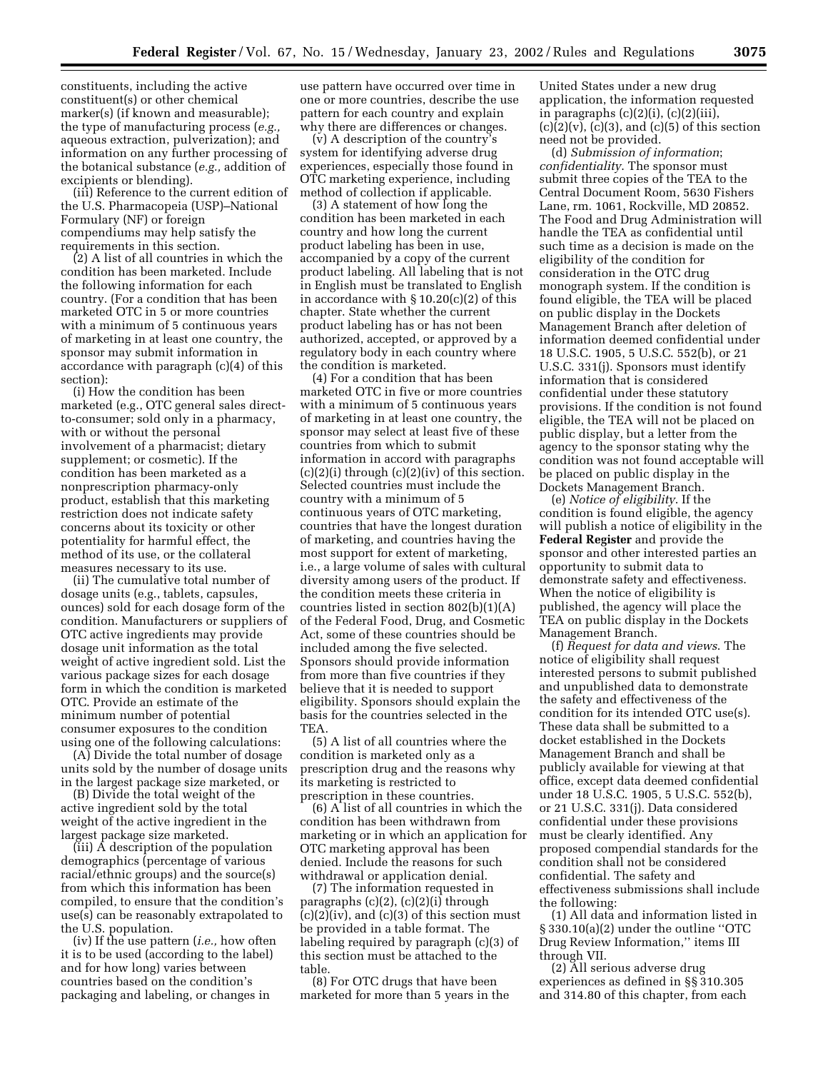constituents, including the active constituent(s) or other chemical marker(s) (if known and measurable); the type of manufacturing process (*e.g.,* aqueous extraction, pulverization); and information on any further processing of the botanical substance (*e.g.,* addition of excipients or blending).

(iii) Reference to the current edition of the U.S. Pharmacopeia (USP)–National Formulary (NF) or foreign compendiums may help satisfy the requirements in this section.

(2) A list of all countries in which the condition has been marketed. Include the following information for each country. (For a condition that has been marketed OTC in 5 or more countries with a minimum of 5 continuous years of marketing in at least one country, the sponsor may submit information in accordance with paragraph (c)(4) of this section):

(i) How the condition has been marketed (e.g., OTC general sales direct-to-consumer; sold only in a pharmacy, with or without the personal involvement of a pharmacist; dietary supplement; or cosmetic). If the condition has been marketed as a nonprescription pharmacy-only product, establish that this marketing restriction does not indicate safety concerns about its toxicity or other potentiality for harmful effect, the method of its use, or the collateral measures necessary to its use.

(ii) The cumulative total number of dosage units (e.g., tablets, capsules, ounces) sold for each dosage form of the condition. Manufacturers or suppliers of OTC active ingredients may provide dosage unit information as the total weight of active ingredient sold. List the various package sizes for each dosage form in which the condition is marketed OTC. Provide an estimate of the minimum number of potential consumer exposures to the condition using one of the following calculations:

(A) Divide the total number of dosage units sold by the number of dosage units in the largest package size marketed, or

(B) Divide the total weight of the active ingredient sold by the total weight of the active ingredient in the largest package size marketed.

(iii) A description of the population demographics (percentage of various racial/ethnic groups) and the source(s) from which this information has been compiled, to ensure that the condition's use(s) can be reasonably extrapolated to the U.S. population.

(iv) If the use pattern (*i.e.,* how often it is to be used (according to the label) and for how long) varies between countries based on the condition's packaging and labeling, or changes in use pattern have occurred over time in one or more countries, describe the use pattern for each country and explain why there are differences or changes.

(v) A description of the country's system for identifying adverse drug experiences, especially those found in OTC marketing experience, including method of collection if applicable.

(3) A statement of how long the condition has been marketed in each country and how long the current product labeling has been in use, accompanied by a copy of the current product labeling. All labeling that is not in English must be translated to English in accordance with § 10.20(c)(2) of this chapter. State whether the current product labeling has or has not been authorized, accepted, or approved by a regulatory body in each country where the condition is marketed.

(4) For a condition that has been marketed OTC in five or more countries with a minimum of 5 continuous years of marketing in at least one country, the sponsor may select at least five of these countries from which to submit information in accord with paragraphs (c)(2)(i) through (c)(2)(iv) of this section. Selected countries must include the country with a minimum of 5 continuous years of OTC marketing, countries that have the longest duration of marketing, and countries having the most support for extent of marketing, i.e., a large volume of sales with cultural diversity among users of the product. If the condition meets these criteria in countries listed in section 802(b)(1)(A) of the Federal Food, Drug, and Cosmetic Act, some of these countries should be included among the five selected. Sponsors should provide information from more than five countries if they believe that it is needed to support eligibility. Sponsors should explain the basis for the countries selected in the TEA.

(5) A list of all countries where the condition is marketed only as a prescription drug and the reasons why its marketing is restricted to prescription in these countries.

(6) A list of all countries in which the condition has been withdrawn from marketing or in which an application for OTC marketing approval has been denied. Include the reasons for such withdrawal or application denial.

(7) The information requested in paragraphs (c)(2), (c)(2)(i) through (c)(2)(iv), and (c)(3) of this section must be provided in a table format. The labeling required by paragraph (c)(3) of this section must be attached to the table.

(8) For OTC drugs that have been marketed for more than 5 years in the United States under a new drug application, the information requested in paragraphs (c)(2)(i), (c)(2)(iii), (c)(2)(v), (c)(3), and (c)(5) of this section need not be provided.

(d) *Submission of information; confidentiality.* The sponsor must submit three copies of the TEA to the Central Document Room, 5630 Fishers Lane, rm. 1061, Rockville, MD 20852. The Food and Drug Administration will handle the TEA as confidential until such time as a decision is made on the eligibility of the condition for consideration in the OTC drug monograph system. If the condition is found eligible, the TEA will be placed on public display in the Dockets Management Branch after deletion of information deemed confidential under 18 U.S.C. 1905, 5 U.S.C. 552(b), or 21 U.S.C. 331(j). Sponsors must identify information that is considered confidential under these statutory provisions. If the condition is not found eligible, the TEA will not be placed on public display, but a letter from the agency to the sponsor stating why the condition was not found acceptable will be placed on public display in the Dockets Management Branch.

(e) *Notice of eligibility.* If the condition is found eligible, the agency will publish a notice of eligibility in the **Federal Register** and provide the sponsor and other interested parties an opportunity to submit data to demonstrate safety and effectiveness. When the notice of eligibility is published, the agency will place the TEA on public display in the Dockets Management Branch.

(f) *Request for data and views.* The notice of eligibility shall request interested persons to submit published and unpublished data to demonstrate the safety and effectiveness of the condition for its intended OTC use(s). These data shall be submitted to a docket established in the Dockets Management Branch and shall be publicly available for viewing at that office, except data deemed confidential under 18 U.S.C. 1905, 5 U.S.C. 552(b), or 21 U.S.C. 331(j). Data considered confidential under these provisions must be clearly identified. Any proposed compendial standards for the condition shall not be considered confidential. The safety and effectiveness submissions shall include the following:

(1) All data and information listed in § 330.10(a)(2) under the outline ''OTC Drug Review Information,'' items III through VII.

(2) All serious adverse drug experiences as defined in §§ 310.305 and 314.80 of this chapter, from each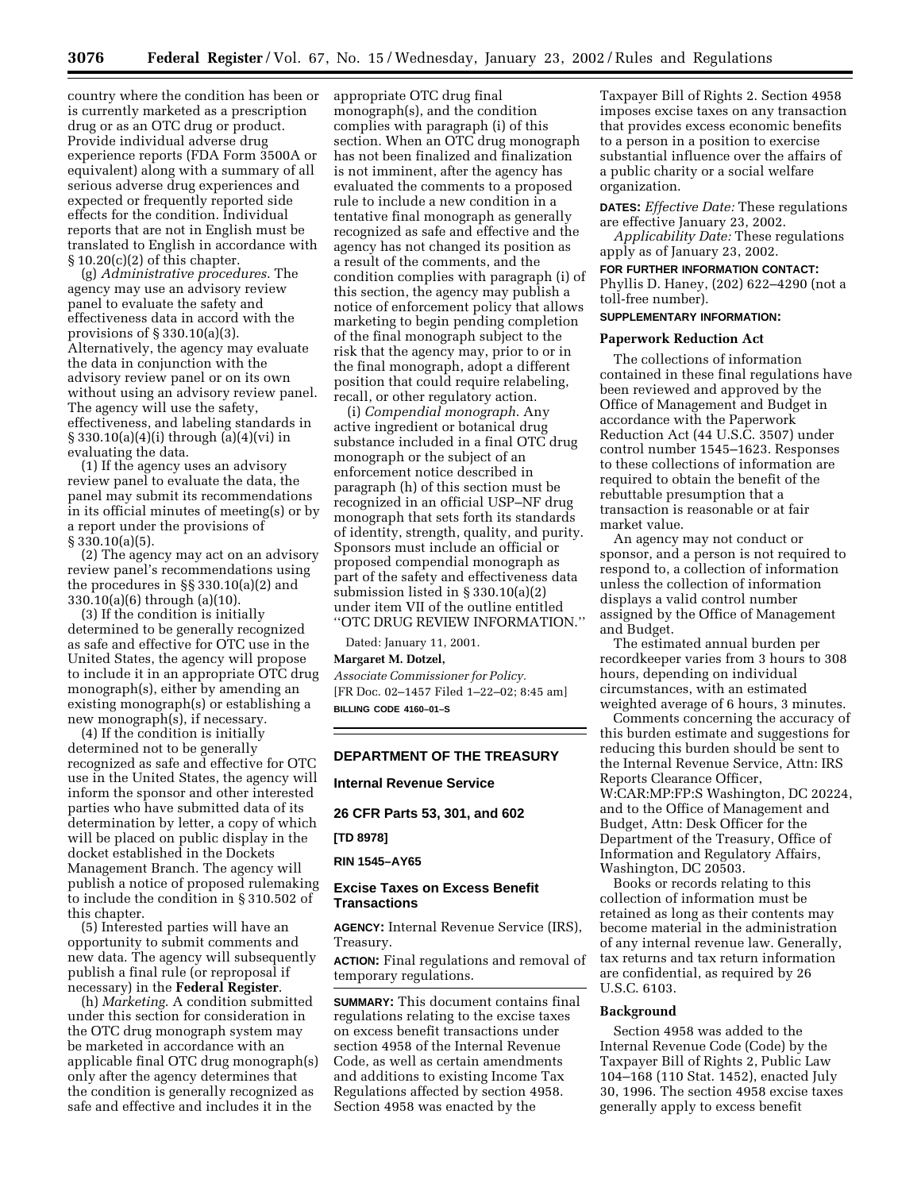country where the condition has been or is currently marketed as a prescription drug or as an OTC drug or product. Provide individual adverse drug experience reports (FDA Form 3500A or equivalent) along with a summary of all serious adverse drug experiences and expected or frequently reported side effects for the condition. Individual reports that are not in English must be translated to English in accordance with § 10.20(c)(2) of this chapter.

(g) *Administrative procedures*. The agency may use an advisory review panel to evaluate the safety and effectiveness data in accord with the provisions of § 330.10(a)(3). Alternatively, the agency may evaluate the data in conjunction with the advisory review panel or on its own without using an advisory review panel. The agency will use the safety, effectiveness, and labeling standards in § 330.10(a)(4)(i) through (a)(4)(vi) in evaluating the data.

(1) If the agency uses an advisory review panel to evaluate the data, the panel may submit its recommendations in its official minutes of meeting(s) or by a report under the provisions of § 330.10(a)(5).

(2) The agency may act on an advisory review panel's recommendations using the procedures in §§ 330.10(a)(2) and 330.10(a)(6) through (a)(10).

(3) If the condition is initially determined to be generally recognized as safe and effective for OTC use in the United States, the agency will propose to include it in an appropriate OTC drug monograph(s), either by amending an existing monograph(s) or establishing a new monograph(s), if necessary.

(4) If the condition is initially determined not to be generally recognized as safe and effective for OTC use in the United States, the agency will inform the sponsor and other interested parties who have submitted data of its determination by letter, a copy of which will be placed on public display in the docket established in the Dockets Management Branch. The agency will publish a notice of proposed rulemaking to include the condition in § 310.502 of this chapter.

(5) Interested parties will have an opportunity to submit comments and new data. The agency will subsequently publish a final rule (or reproposal if necessary) in the **Federal Register**.

(h) *Marketing*. A condition submitted under this section for consideration in the OTC drug monograph system may be marketed in accordance with an applicable final OTC drug monograph(s) only after the agency determines that the condition is generally recognized as safe and effective and includes it in the appropriate OTC drug final monograph(s), and the condition complies with paragraph (i) of this section. When an OTC drug monograph has not been finalized and finalization is not imminent, after the agency has evaluated the comments to a proposed rule to include a new condition in a tentative final monograph as generally recognized as safe and effective and the agency has not changed its position as a result of the comments, and the condition complies with paragraph (i) of this section, the agency may publish a notice of enforcement policy that allows marketing to begin pending completion of the final monograph subject to the risk that the agency may, prior to or in the final monograph, adopt a different position that could require relabeling, recall, or other regulatory action.

(i) *Compendial monograph*. Any active ingredient or botanical drug substance included in a final OTC drug monograph or the subject of an enforcement notice described in paragraph (h) of this section must be recognized in an official USP–NF drug monograph that sets forth its standards of identity, strength, quality, and purity. Sponsors must include an official or proposed compendial monograph as part of the safety and effectiveness data submission listed in § 330.10(a)(2) under item VII of the outline entitled ''OTC DRUG REVIEW INFORMATION.''

Dated: January 11, 2001.

**Margaret M. Dotzel,**

*Associate Commissioner for Policy.*

[FR Doc. 02–1457 Filed 1–22–02; 8:45 am]

**BILLING CODE 4160–01–S**

---

## DEPARTMENT OF THE TREASURY

### Internal Revenue Service

### 26 CFR Parts 53, 301, and 602

**[TD 8978]**

**RIN 1545–AY65**

### Excise Taxes on Excess Benefit Transactions

**AGENCY:** Internal Revenue Service (IRS), Treasury.

**ACTION:** Final regulations and removal of temporary regulations.

**SUMMARY:** This document contains final regulations relating to the excise taxes on excess benefit transactions under section 4958 of the Internal Revenue Code, as well as certain amendments and additions to existing Income Tax Regulations affected by section 4958. Section 4958 was enacted by the Taxpayer Bill of Rights 2. Section 4958 imposes excise taxes on any transaction that provides excess economic benefits to a person in a position to exercise substantial influence over the affairs of a public charity or a social welfare organization.

**DATES:** *Effective Date:* These regulations are effective January 23, 2002.

*Applicability Date:* These regulations apply as of January 23, 2002.

**FOR FURTHER INFORMATION CONTACT:** Phyllis D. Haney, (202) 622–4290 (not a toll-free number).

**SUPPLEMENTARY INFORMATION:**

#### Paperwork Reduction Act

The collections of information contained in these final regulations have been reviewed and approved by the Office of Management and Budget in accordance with the Paperwork Reduction Act (44 U.S.C. 3507) under control number 1545–1623. Responses to these collections of information are required to obtain the benefit of the rebuttable presumption that a transaction is reasonable or at fair market value.

An agency may not conduct or sponsor, and a person is not required to respond to, a collection of information unless the collection of information displays a valid control number assigned by the Office of Management and Budget.

The estimated annual burden per recordkeeper varies from 3 hours to 308 hours, depending on individual circumstances, with an estimated weighted average of 6 hours, 3 minutes.

Comments concerning the accuracy of this burden estimate and suggestions for reducing this burden should be sent to the Internal Revenue Service, Attn: IRS Reports Clearance Officer, W:CAR:MP:FP:S Washington, DC 20224, and to the Office of Management and Budget, Attn: Desk Officer for the Department of the Treasury, Office of Information and Regulatory Affairs, Washington, DC 20503.

Books or records relating to this collection of information must be retained as long as their contents may become material in the administration of any internal revenue law. Generally, tax returns and tax return information are confidential, as required by 26 U.S.C. 6103.

#### Background

Section 4958 was added to the Internal Revenue Code (Code) by the Taxpayer Bill of Rights 2, Public Law 104–168 (110 Stat. 1452), enacted July 30, 1996. The section 4958 excise taxes generally apply to excess benefit